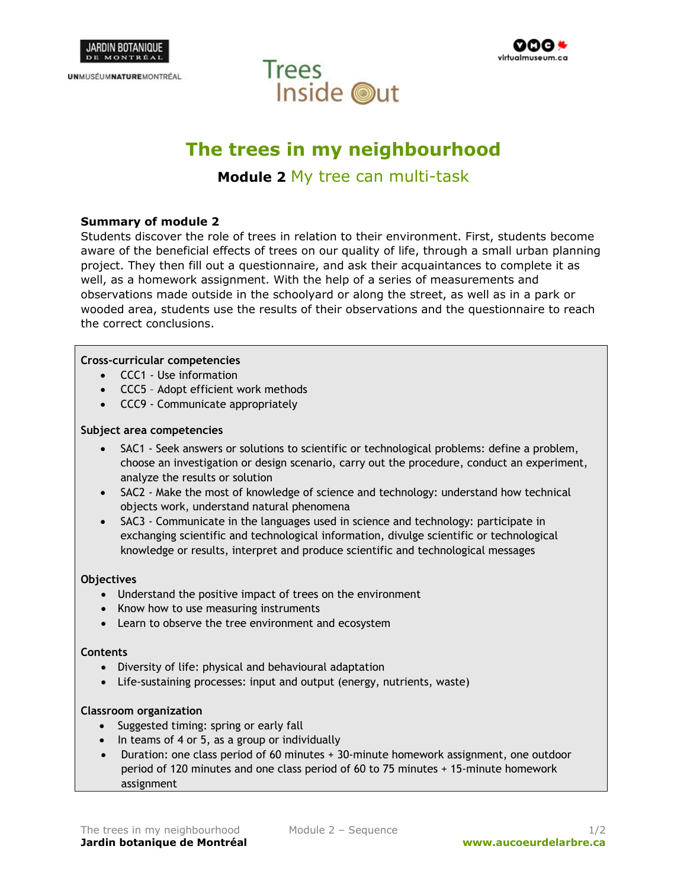# The trees in my neighbourhood

## **Module 2** My tree can multi-task

**Summary of module 2**

Students discover the role of trees in relation to their environment. First, students become aware of the beneficial effects of trees on our quality of life, through a small urban planning project. They then fill out a questionnaire, and ask their acquaintances to complete it as well, as a homework assignment. With the help of a series of measurements and observations made outside in the schoolyard or along the street, as well as in a park or wooded area, students use the results of their observations and the questionnaire to reach the correct conclusions.

**Cross-curricular competencies**

- CCC1 - Use information
- CCC5 – Adopt efficient work methods
- CCC9 - Communicate appropriately

**Subject area competencies**

- SAC1 - Seek answers or solutions to scientific or technological problems: define a problem, choose an investigation or design scenario, carry out the procedure, conduct an experiment, analyze the results or solution
- SAC2 - Make the most of knowledge of science and technology: understand how technical objects work, understand natural phenomena
- SAC3 - Communicate in the languages used in science and technology: participate in exchanging scientific and technological information, divulge scientific or technological knowledge or results, interpret and produce scientific and technological messages

**Objectives**

- Understand the positive impact of trees on the environment
- Know how to use measuring instruments
- Learn to observe the tree environment and ecosystem

**Contents**

- Diversity of life: physical and behavioural adaptation
- Life-sustaining processes: input and output (energy, nutrients, waste)

**Classroom organization**

- Suggested timing: spring or early fall
- In teams of 4 or 5, as a group or individually
- Duration: one class period of 60 minutes + 30-minute homework assignment, one outdoor period of 120 minutes and one class period of 60 to 75 minutes + 15-minute homework assignment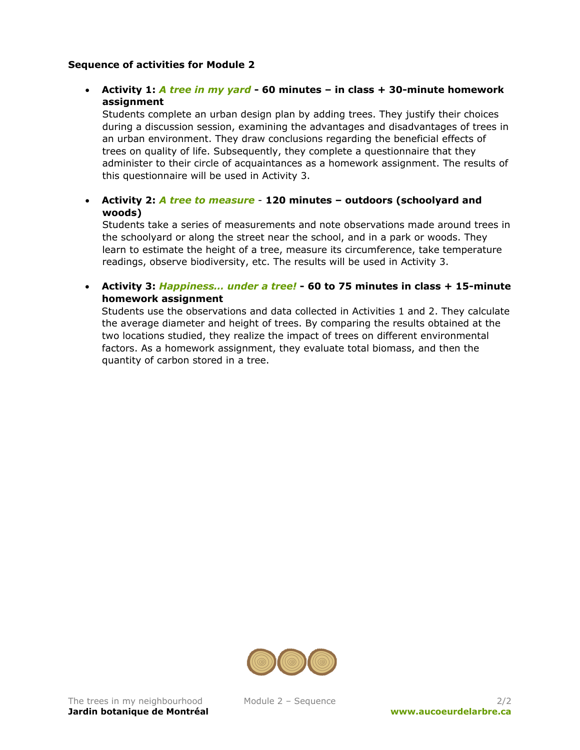**Sequence of activities for Module 2**

- **Activity 1:** ***A tree in my yard*** **- 60 minutes – in class + 30-minute homework assignment**
  Students complete an urban design plan by adding trees. They justify their choices during a discussion session, examining the advantages and disadvantages of trees in an urban environment. They draw conclusions regarding the beneficial effects of trees on quality of life. Subsequently, they complete a questionnaire that they administer to their circle of acquaintances as a homework assignment. The results of this questionnaire will be used in Activity 3.

- **Activity 2:** ***A tree to measure*** - **120 minutes – outdoors (schoolyard and woods)**
  Students take a series of measurements and note observations made around trees in the schoolyard or along the street near the school, and in a park or woods. They learn to estimate the height of a tree, measure its circumference, take temperature readings, observe biodiversity, etc. The results will be used in Activity 3.

- **Activity 3:** ***Happiness… under a tree!*** **- 60 to 75 minutes in class + 15-minute homework assignment**
  Students use the observations and data collected in Activities 1 and 2. They calculate the average diameter and height of trees. By comparing the results obtained at the two locations studied, they realize the impact of trees on different environmental factors. As a homework assignment, they evaluate total biomass, and then the quantity of carbon stored in a tree.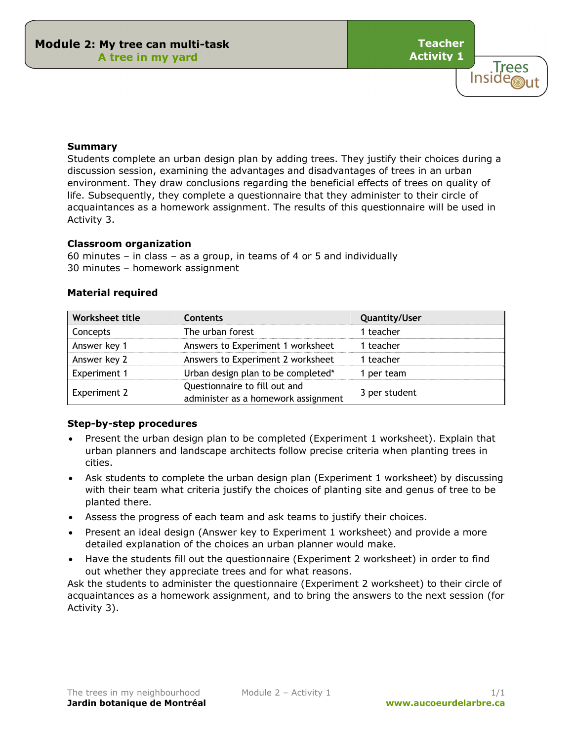# Module 2: My tree can multi-task

## A tree in my yard

**Teacher Activity 1**

### Summary

Students complete an urban design plan by adding trees. They justify their choices during a discussion session, examining the advantages and disadvantages of trees in an urban environment. They draw conclusions regarding the beneficial effects of trees on quality of life. Subsequently, they complete a questionnaire that they administer to their circle of acquaintances as a homework assignment. The results of this questionnaire will be used in Activity 3.

### Classroom organization

60 minutes – in class – as a group, in teams of 4 or 5 and individually
30 minutes – homework assignment

### Material required

| Worksheet title | Contents | Quantity/User |
|---|---|---|
| Concepts | The urban forest | 1 teacher |
| Answer key 1 | Answers to Experiment 1 worksheet | 1 teacher |
| Answer key 2 | Answers to Experiment 2 worksheet | 1 teacher |
| Experiment 1 | Urban design plan to be completed* | 1 per team |
| Experiment 2 | Questionnaire to fill out and administer as a homework assignment | 3 per student |

### Step-by-step procedures

- Present the urban design plan to be completed (Experiment 1 worksheet). Explain that urban planners and landscape architects follow precise criteria when planting trees in cities.
- Ask students to complete the urban design plan (Experiment 1 worksheet) by discussing with their team what criteria justify the choices of planting site and genus of tree to be planted there.
- Assess the progress of each team and ask teams to justify their choices.
- Present an ideal design (Answer key to Experiment 1 worksheet) and provide a more detailed explanation of the choices an urban planner would make.
- Have the students fill out the questionnaire (Experiment 2 worksheet) in order to find out whether they appreciate trees and for what reasons.

Ask the students to administer the questionnaire (Experiment 2 worksheet) to their circle of acquaintances as a homework assignment, and to bring the answers to the next session (for Activity 3).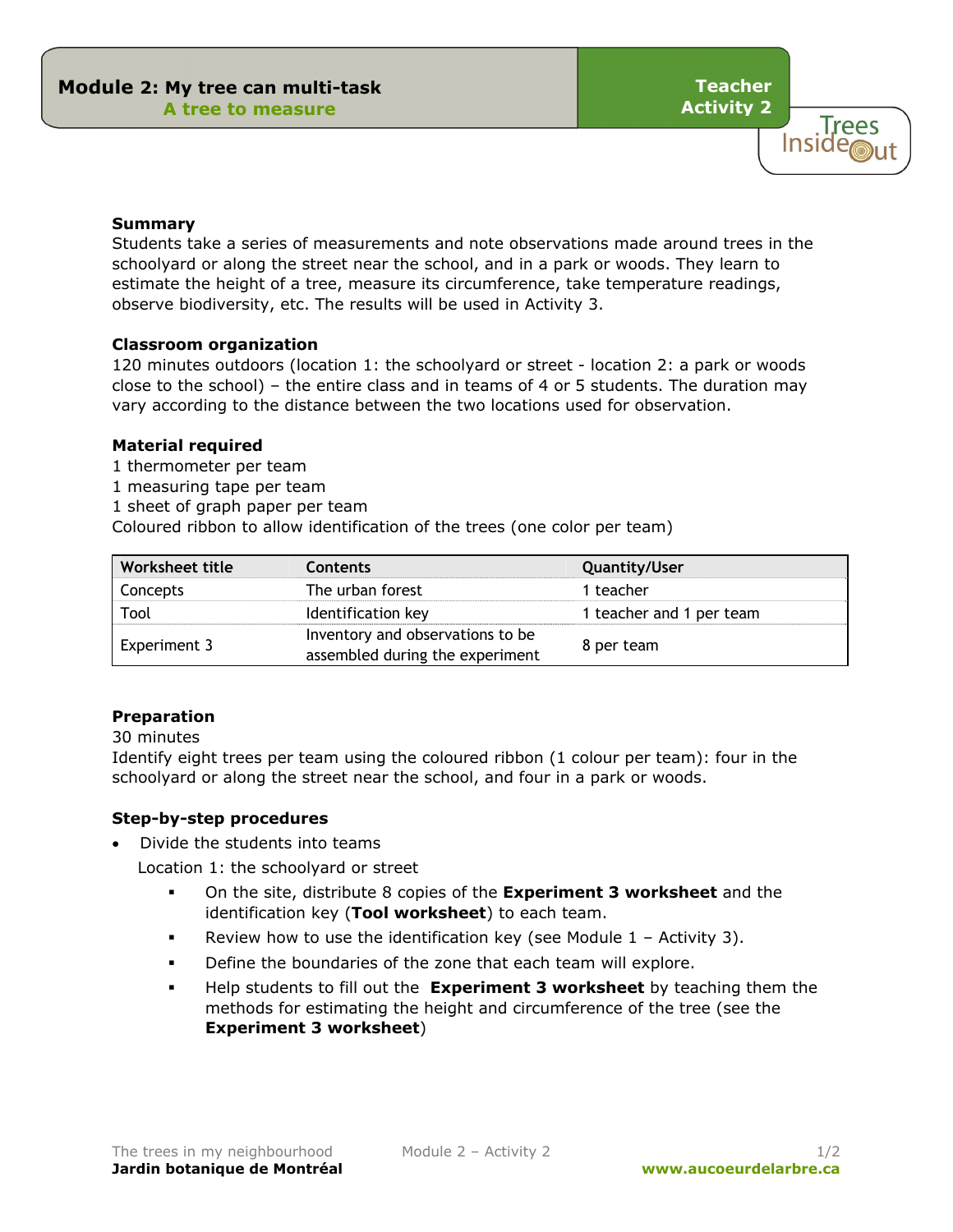# Module 2: My tree can multi-task

## A tree to measure

**Teacher Activity 2**

### Summary

Students take a series of measurements and note observations made around trees in the schoolyard or along the street near the school, and in a park or woods. They learn to estimate the height of a tree, measure its circumference, take temperature readings, observe biodiversity, etc. The results will be used in Activity 3.

### Classroom organization

120 minutes outdoors (location 1: the schoolyard or street - location 2: a park or woods close to the school) – the entire class and in teams of 4 or 5 students. The duration may vary according to the distance between the two locations used for observation.

### Material required

1 thermometer per team
1 measuring tape per team
1 sheet of graph paper per team
Coloured ribbon to allow identification of the trees (one color per team)

| Worksheet title | Contents | Quantity/User |
|---|---|---|
| Concepts | The urban forest | 1 teacher |
| Tool | Identification key | 1 teacher and 1 per team |
| Experiment 3 | Inventory and observations to be assembled during the experiment | 8 per team |

### Preparation

30 minutes
Identify eight trees per team using the coloured ribbon (1 colour per team): four in the schoolyard or along the street near the school, and four in a park or woods.

### Step-by-step procedures

- Divide the students into teams

  Location 1: the schoolyard or street

  - On the site, distribute 8 copies of the **Experiment 3 worksheet** and the identification key (**Tool worksheet**) to each team.
  - Review how to use the identification key (see Module 1 – Activity 3).
  - Define the boundaries of the zone that each team will explore.
  - Help students to fill out the **Experiment 3 worksheet** by teaching them the methods for estimating the height and circumference of the tree (see the **Experiment 3 worksheet**)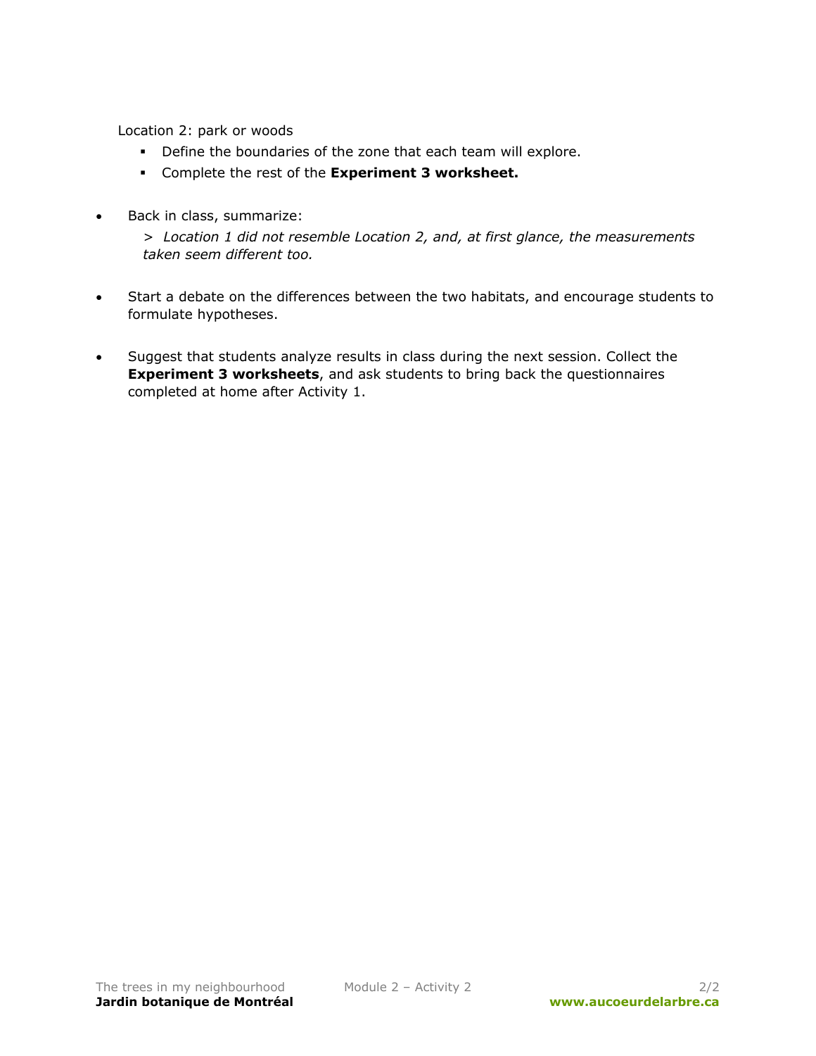Location 2: park or woods

- Define the boundaries of the zone that each team will explore.
- Complete the rest of the **Experiment 3 worksheet.**

- Back in class, summarize:

  > *Location 1 did not resemble Location 2, and, at first glance, the measurements taken seem different too.*

- Start a debate on the differences between the two habitats, and encourage students to formulate hypotheses.

- Suggest that students analyze results in class during the next session. Collect the **Experiment 3 worksheets**, and ask students to bring back the questionnaires completed at home after Activity 1.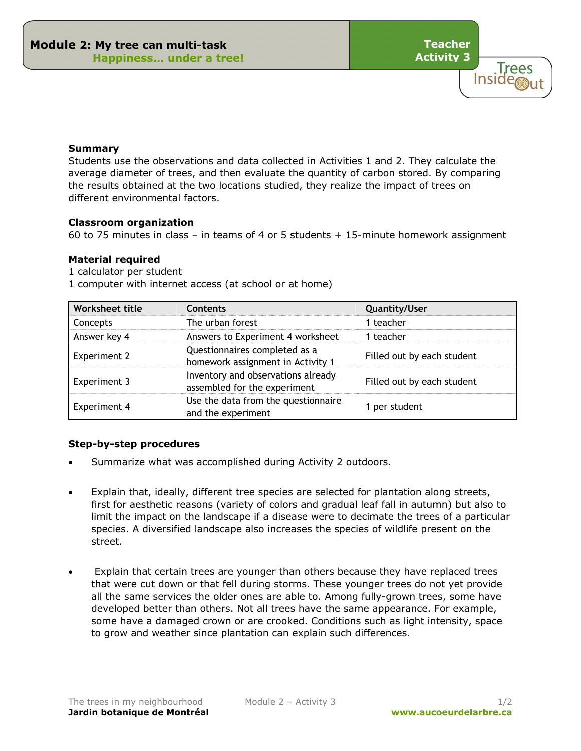# Module 2: My tree can multi-task
## Happiness… under a tree!

**Teacher Activity 3**

**Summary**
Students use the observations and data collected in Activities 1 and 2. They calculate the average diameter of trees, and then evaluate the quantity of carbon stored. By comparing the results obtained at the two locations studied, they realize the impact of trees on different environmental factors.

**Classroom organization**
60 to 75 minutes in class – in teams of 4 or 5 students + 15-minute homework assignment

**Material required**
1 calculator per student
1 computer with internet access (at school or at home)

| Worksheet title | Contents | Quantity/User |
|---|---|---|
| Concepts | The urban forest | 1 teacher |
| Answer key 4 | Answers to Experiment 4 worksheet | 1 teacher |
| Experiment 2 | Questionnaires completed as a homework assignment in Activity 1 | Filled out by each student |
| Experiment 3 | Inventory and observations already assembled for the experiment | Filled out by each student |
| Experiment 4 | Use the data from the questionnaire and the experiment | 1 per student |

**Step-by-step procedures**

- Summarize what was accomplished during Activity 2 outdoors.
- Explain that, ideally, different tree species are selected for plantation along streets, first for aesthetic reasons (variety of colors and gradual leaf fall in autumn) but also to limit the impact on the landscape if a disease were to decimate the trees of a particular species. A diversified landscape also increases the species of wildlife present on the street.
- Explain that certain trees are younger than others because they have replaced trees that were cut down or that fell during storms. These younger trees do not yet provide all the same services the older ones are able to. Among fully-grown trees, some have developed better than others. Not all trees have the same appearance. For example, some have a damaged crown or are crooked. Conditions such as light intensity, space to grow and weather since plantation can explain such differences.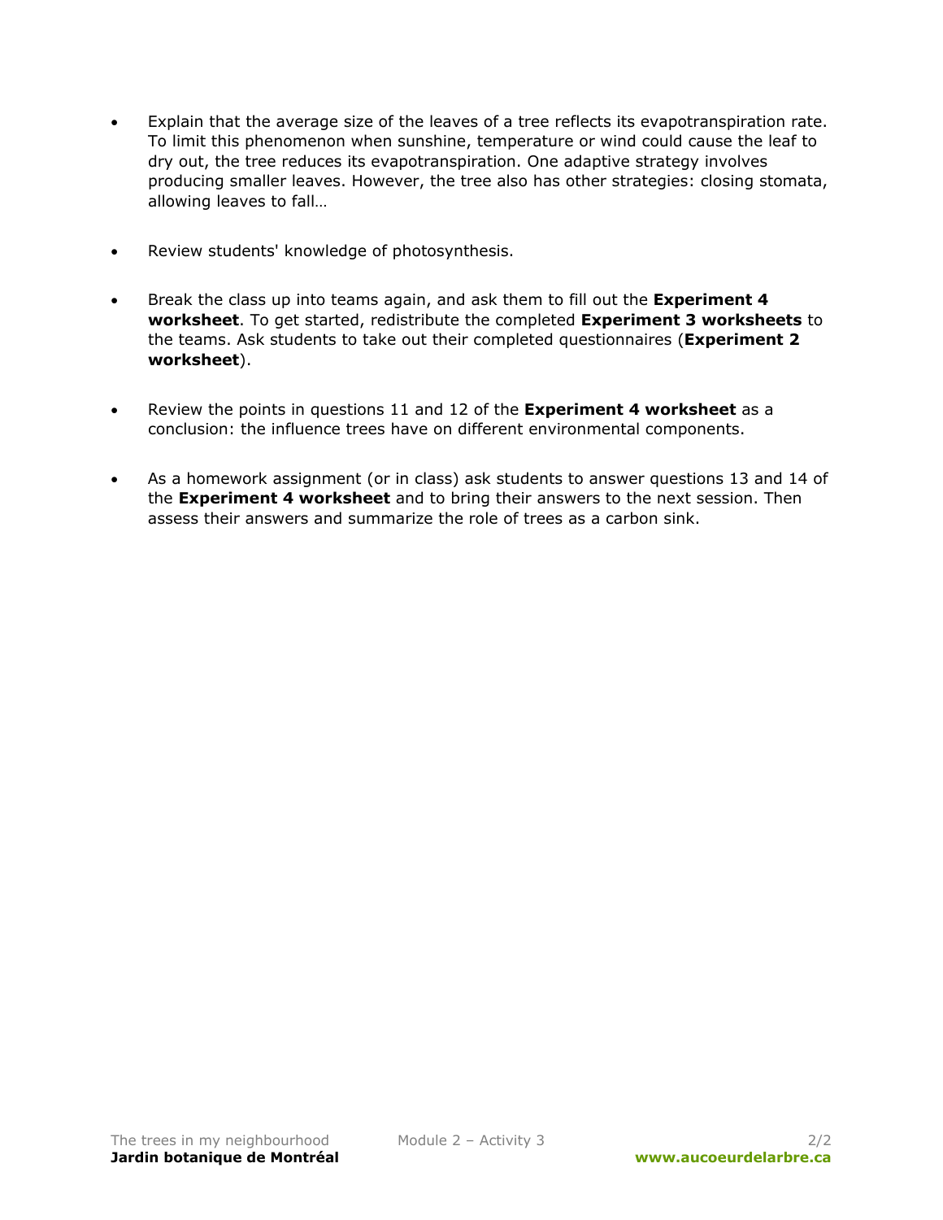- Explain that the average size of the leaves of a tree reflects its evapotranspiration rate. To limit this phenomenon when sunshine, temperature or wind could cause the leaf to dry out, the tree reduces its evapotranspiration. One adaptive strategy involves producing smaller leaves. However, the tree also has other strategies: closing stomata, allowing leaves to fall…

- Review students' knowledge of photosynthesis.

- Break the class up into teams again, and ask them to fill out the **Experiment 4 worksheet**. To get started, redistribute the completed **Experiment 3 worksheets** to the teams. Ask students to take out their completed questionnaires (**Experiment 2 worksheet**).

- Review the points in questions 11 and 12 of the **Experiment 4 worksheet** as a conclusion: the influence trees have on different environmental components.

- As a homework assignment (or in class) ask students to answer questions 13 and 14 of the **Experiment 4 worksheet** and to bring their answers to the next session. Then assess their answers and summarize the role of trees as a carbon sink.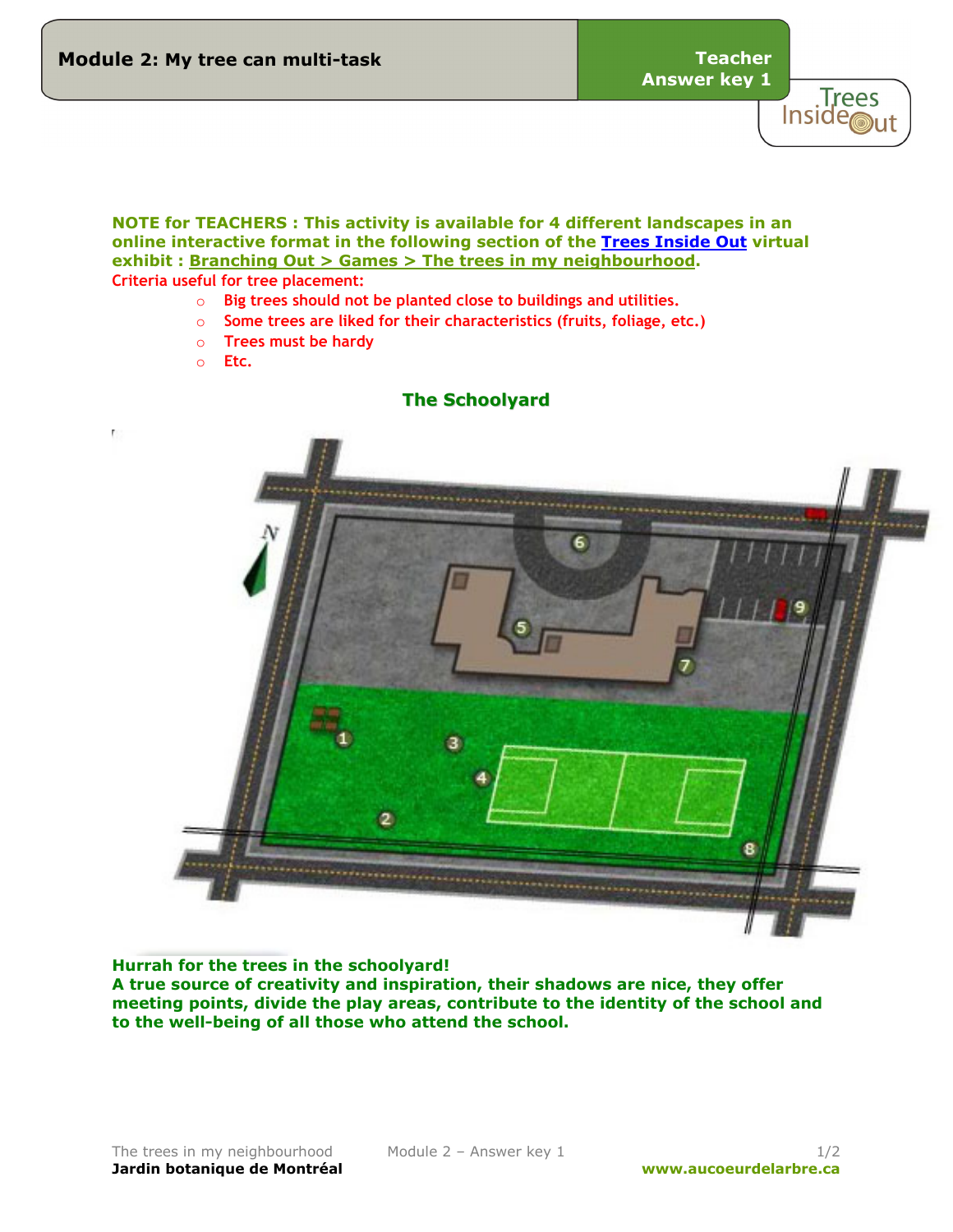Module 2: My tree can multi-task

Teacher Answer key 1

**NOTE for TEACHERS : This activity is available for 4 different landscapes in an online interactive format in the following section of the [Trees Inside Out] virtual exhibit : Branching Out > Games > The trees in my neighbourhood.**

**Criteria useful for tree placement:**

- **Big trees should not be planted close to buildings and utilities.**
- **Some trees are liked for their characteristics (fruits, foliage, etc.)**
- **Trees must be hardy**
- **Etc.**

## The Schoolyard

**Hurrah for the trees in the schoolyard!**
**A true source of creativity and inspiration, their shadows are nice, they offer meeting points, divide the play areas, contribute to the identity of the school and to the well-being of all those who attend the school.**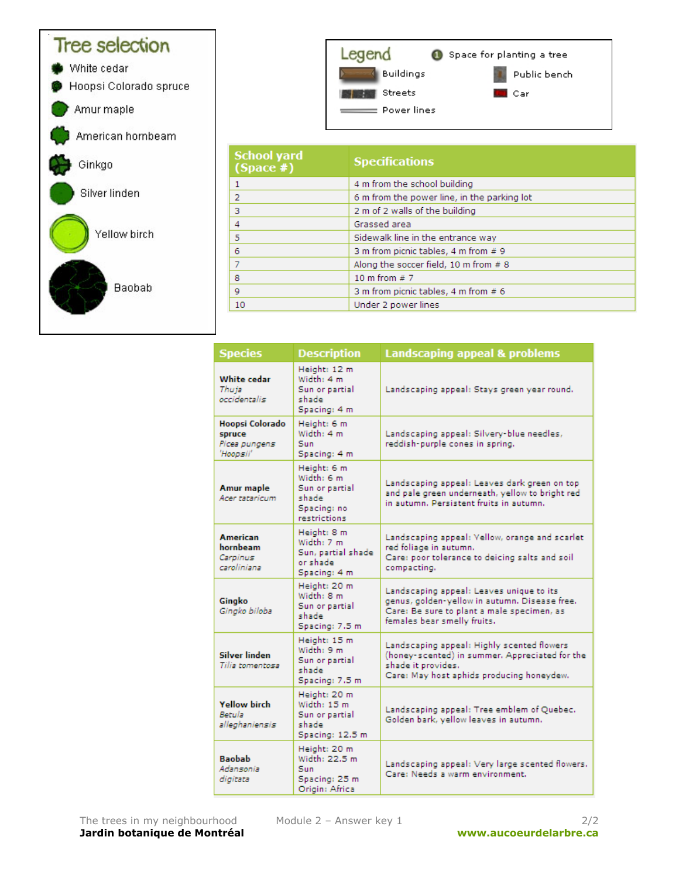## Tree selection

- White cedar
- Hoopsi Colorado spruce
- Amur maple
- American hornbeam
- Ginkgo
- Silver linden
- Yellow birch
- Baobab

## Legend

- ❶ Space for planting a tree
- Buildings
- Public bench
- Streets
- Car
- Power lines

| School yard (Space #) | Specifications |
|---|---|
| 1 | 4 m from the school building |
| 2 | 6 m from the power line, in the parking lot |
| 3 | 2 m of 2 walls of the building |
| 4 | Grassed area |
| 5 | Sidewalk line in the entrance way |
| 6 | 3 m from picnic tables, 4 m from # 9 |
| 7 | Along the soccer field, 10 m from # 8 |
| 8 | 10 m from # 7 |
| 9 | 3 m from picnic tables, 4 m from # 6 |
| 10 | Under 2 power lines |

| Species | Description | Landscaping appeal & problems |
|---|---|---|
| **White cedar** *Thuja occidentalis* | Height: 12 m<br>Width: 4 m<br>Sun or partial shade<br>Spacing: 4 m | Landscaping appeal: Stays green year round. |
| **Hoopsi Colorado spruce** *Picea pungens 'Hoopsii'* | Height: 6 m<br>Width: 4 m<br>Sun<br>Spacing: 4 m | Landscaping appeal: Silvery-blue needles, reddish-purple cones in spring. |
| **Amur maple** *Acer tataricum* | Height: 6 m<br>Width: 6 m<br>Sun or partial shade<br>Spacing: no restrictions | Landscaping appeal: Leaves dark green on top and pale green underneath, yellow to bright red in autumn. Persistent fruits in autumn. |
| **American hornbeam** *Carpinus caroliniana* | Height: 8 m<br>Width: 7 m<br>Sun, partial shade or shade<br>Spacing: 4 m | Landscaping appeal: Yellow, orange and scarlet red foliage in autumn.<br>Care: poor tolerance to deicing salts and soil compacting. |
| **Gingko** *Gingko biloba* | Height: 20 m<br>Width: 8 m<br>Sun or partial shade<br>Spacing: 7.5 m | Landscaping appeal: Leaves unique to its genus, golden-yellow in autumn. Disease free.<br>Care: Be sure to plant a male specimen, as females bear smelly fruits. |
| **Silver linden** *Tilia tomentosa* | Height: 15 m<br>Width: 9 m<br>Sun or partial shade<br>Spacing: 7.5 m | Landscaping appeal: Highly scented flowers (honey-scented) in summer. Appreciated for the shade it provides.<br>Care: May host aphids producing honeydew. |
| **Yellow birch** *Betula alleghaniensis* | Height: 20 m<br>Width: 15 m<br>Sun or partial shade<br>Spacing: 12.5 m | Landscaping appeal: Tree emblem of Quebec. Golden bark, yellow leaves in autumn. |
| **Baobab** *Adansonia digitata* | Height: 20 m<br>Width: 22.5 m<br>Sun<br>Spacing: 25 m<br>Origin: Africa | Landscaping appeal: Very large scented flowers.<br>Care: Needs a warm environment. |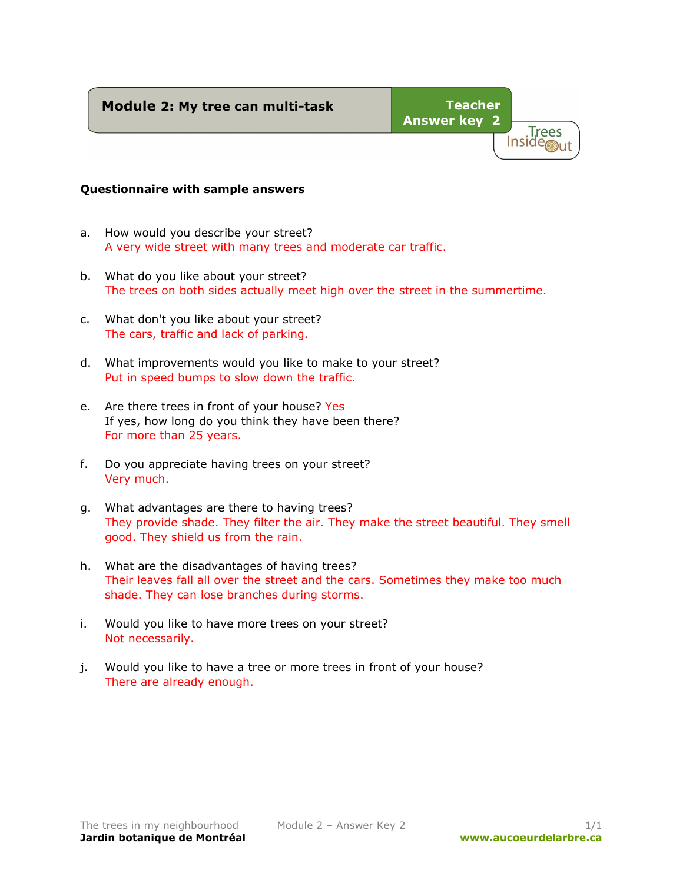**Module 2: My tree can multi-task**

**Teacher Answer key 2**

**Questionnaire with sample answers**

a. How would you describe your street?
A very wide street with many trees and moderate car traffic.

b. What do you like about your street?
The trees on both sides actually meet high over the street in the summertime.

c. What don't you like about your street?
The cars, traffic and lack of parking.

d. What improvements would you like to make to your street?
Put in speed bumps to slow down the traffic.

e. Are there trees in front of your house? Yes
If yes, how long do you think they have been there?
For more than 25 years.

f. Do you appreciate having trees on your street?
Very much.

g. What advantages are there to having trees?
They provide shade. They filter the air. They make the street beautiful. They smell good. They shield us from the rain.

h. What are the disadvantages of having trees?
Their leaves fall all over the street and the cars. Sometimes they make too much shade. They can lose branches during storms.

i. Would you like to have more trees on your street?
Not necessarily.

j. Would you like to have a tree or more trees in front of your house?
There are already enough.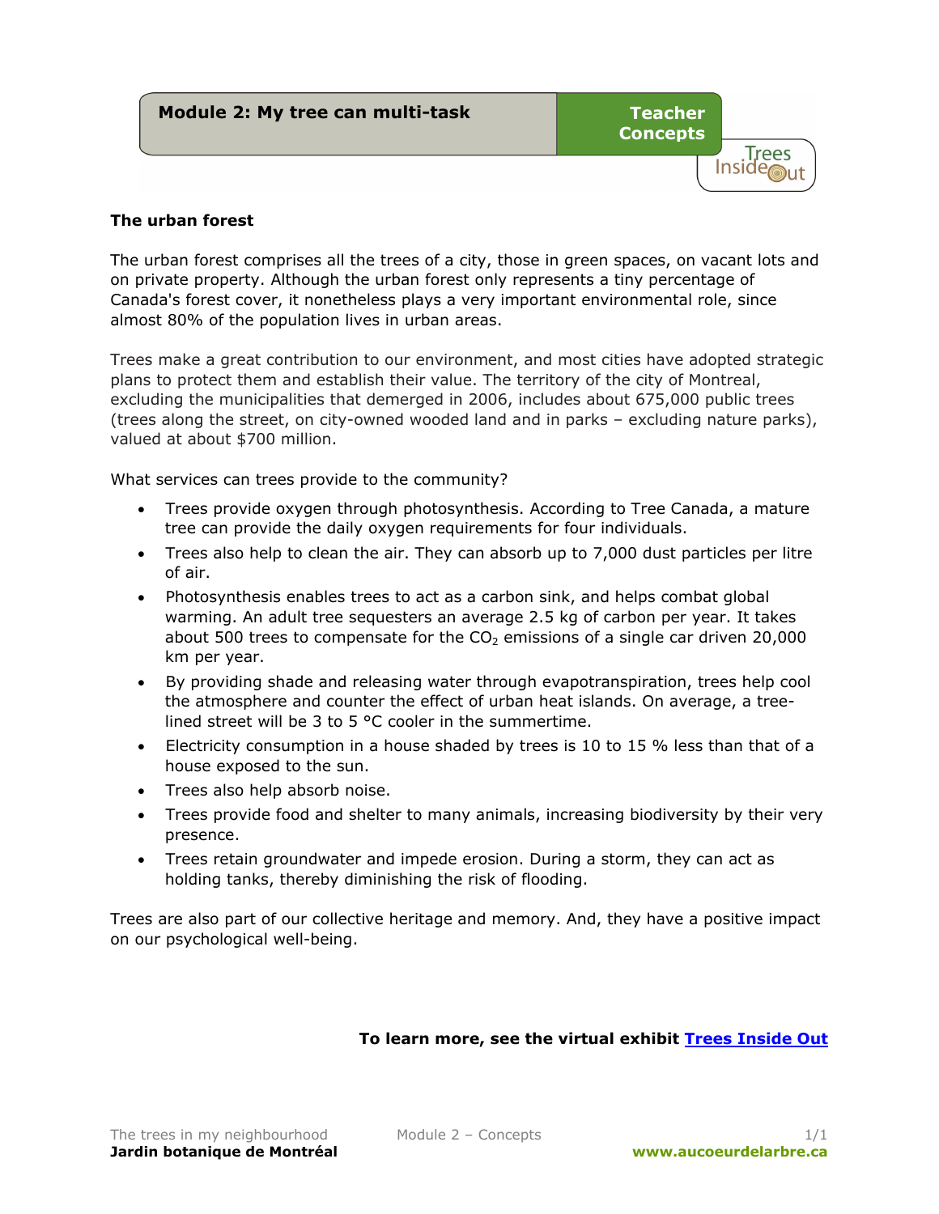## Module 2: My tree can multi-task

**Teacher Concepts**

### The urban forest

The urban forest comprises all the trees of a city, those in green spaces, on vacant lots and on private property. Although the urban forest only represents a tiny percentage of Canada's forest cover, it nonetheless plays a very important environmental role, since almost 80% of the population lives in urban areas.

Trees make a great contribution to our environment, and most cities have adopted strategic plans to protect them and establish their value. The territory of the city of Montreal, excluding the municipalities that demerged in 2006, includes about 675,000 public trees (trees along the street, on city-owned wooded land and in parks – excluding nature parks), valued at about $700 million.

What services can trees provide to the community?

- Trees provide oxygen through photosynthesis. According to Tree Canada, a mature tree can provide the daily oxygen requirements for four individuals.
- Trees also help to clean the air. They can absorb up to 7,000 dust particles per litre of air.
- Photosynthesis enables trees to act as a carbon sink, and helps combat global warming. An adult tree sequesters an average 2.5 kg of carbon per year. It takes about 500 trees to compensate for the $CO_2$ emissions of a single car driven 20,000 km per year.
- By providing shade and releasing water through evapotranspiration, trees help cool the atmosphere and counter the effect of urban heat islands. On average, a tree-lined street will be 3 to 5 °C cooler in the summertime.
- Electricity consumption in a house shaded by trees is 10 to 15 % less than that of a house exposed to the sun.
- Trees also help absorb noise.
- Trees provide food and shelter to many animals, increasing biodiversity by their very presence.
- Trees retain groundwater and impede erosion. During a storm, they can act as holding tanks, thereby diminishing the risk of flooding.

Trees are also part of our collective heritage and memory. And, they have a positive impact on our psychological well-being.

**To learn more, see the virtual exhibit Trees Inside Out**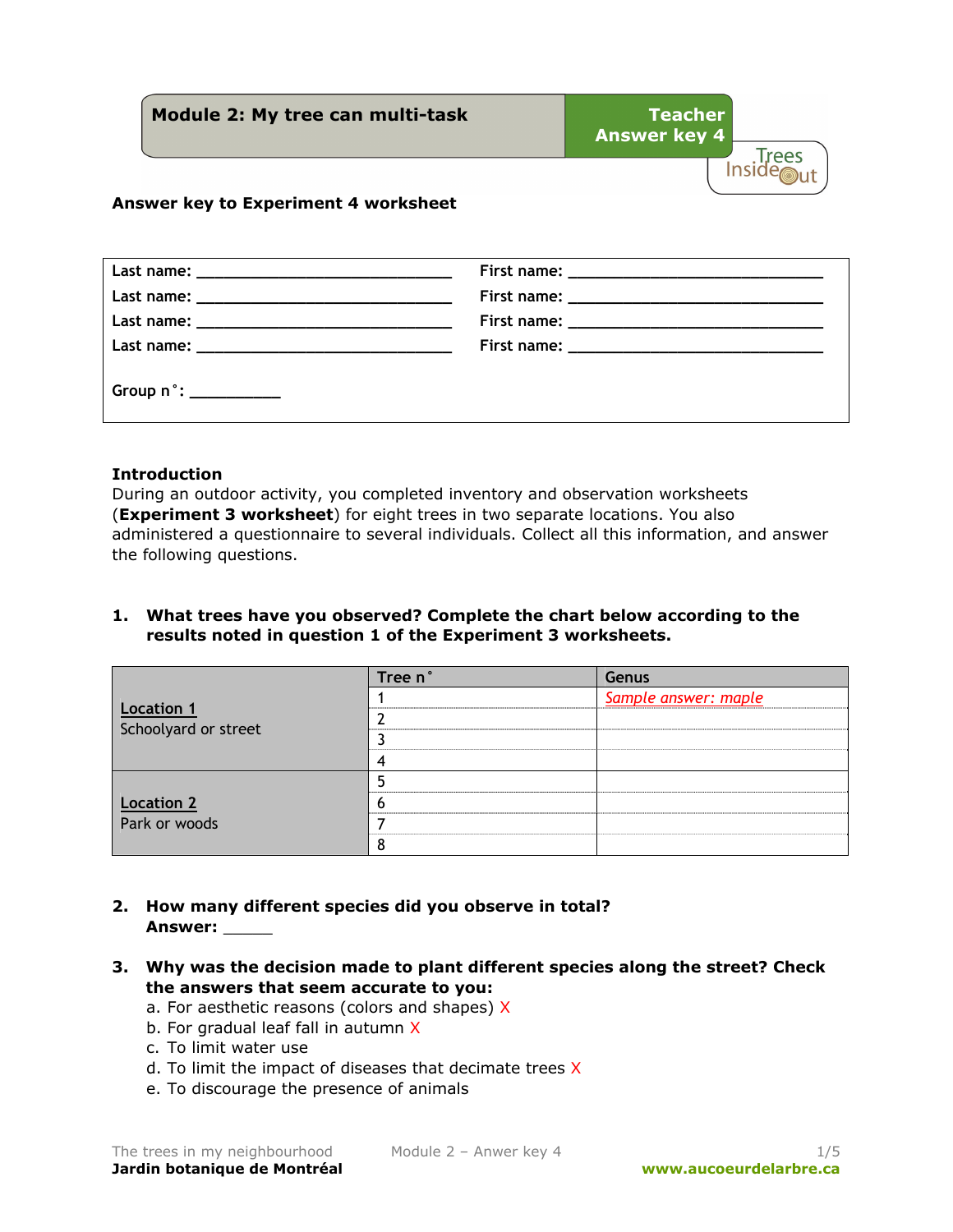# Module 2: My tree can multi-task

**Teacher Answer key 4**

**Answer key to Experiment 4 worksheet**

| | |
|---|---|
| Last name: ______________________________ | First name: ______________________________ |
| Last name: ______________________________ | First name: ______________________________ |
| Last name: ______________________________ | First name: ______________________________ |
| Last name: ______________________________ | First name: ______________________________ |
| Group n˚: __________ | |

**Introduction**

During an outdoor activity, you completed inventory and observation worksheets (**Experiment 3 worksheet**) for eight trees in two separate locations. You also administered a questionnaire to several individuals. Collect all this information, and answer the following questions.

**1. What trees have you observed? Complete the chart below according to the results noted in question 1 of the Experiment 3 worksheets.**

| | Tree n˚ | Genus |
|---|---|---|
| Location 1<br>Schoolyard or street | 1 | *Sample answer: maple* |
| | 2 | |
| | 3 | |
| | 4 | |
| Location 2<br>Park or woods | 5 | |
| | 6 | |
| | 7 | |
| | 8 | |

**2. How many different species did you observe in total?**
**Answer:** _____

**3. Why was the decision made to plant different species along the street? Check the answers that seem accurate to you:**

a. For aesthetic reasons (colors and shapes) X
b. For gradual leaf fall in autumn X
c. To limit water use
d. To limit the impact of diseases that decimate trees X
e. To discourage the presence of animals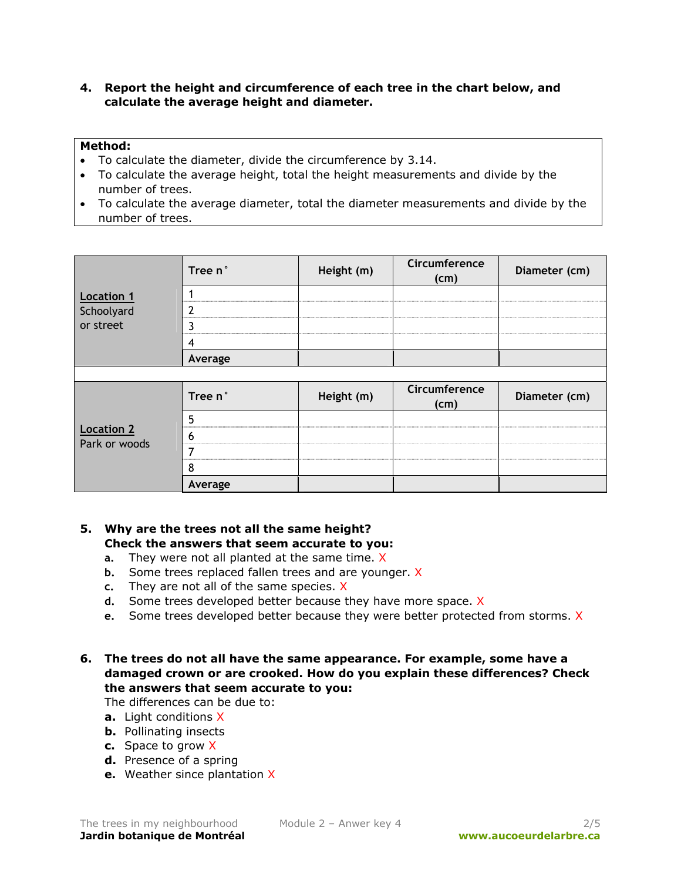**4. Report the height and circumference of each tree in the chart below, and calculate the average height and diameter.**

**Method:**

- To calculate the diameter, divide the circumference by 3.14.
- To calculate the average height, total the height measurements and divide by the number of trees.
- To calculate the average diameter, total the diameter measurements and divide by the number of trees.

| | Tree n° | Height (m) | Circumference (cm) | Diameter (cm) |
|---|---|---|---|---|
| **Location 1** Schoolyard or street | 1 | | | |
| | 2 | | | |
| | 3 | | | |
| | 4 | | | |
| | **Average** | | | |
| | **Tree n°** | **Height (m)** | **Circumference (cm)** | **Diameter (cm)** |
| **Location 2** Park or woods | 5 | | | |
| | 6 | | | |
| | 7 | | | |
| | 8 | | | |
| | **Average** | | | |

**5. Why are the trees not all the same height? Check the answers that seem accurate to you:**

a. They were not all planted at the same time. X

b. Some trees replaced fallen trees and are younger. X

c. They are not all of the same species. X

d. Some trees developed better because they have more space. X

e. Some trees developed better because they were better protected from storms. X

**6. The trees do not all have the same appearance. For example, some have a damaged crown or are crooked. How do you explain these differences? Check the answers that seem accurate to you:**

The differences can be due to:

**a.** Light conditions X

**b.** Pollinating insects

**c.** Space to grow X

**d.** Presence of a spring

**e.** Weather since plantation X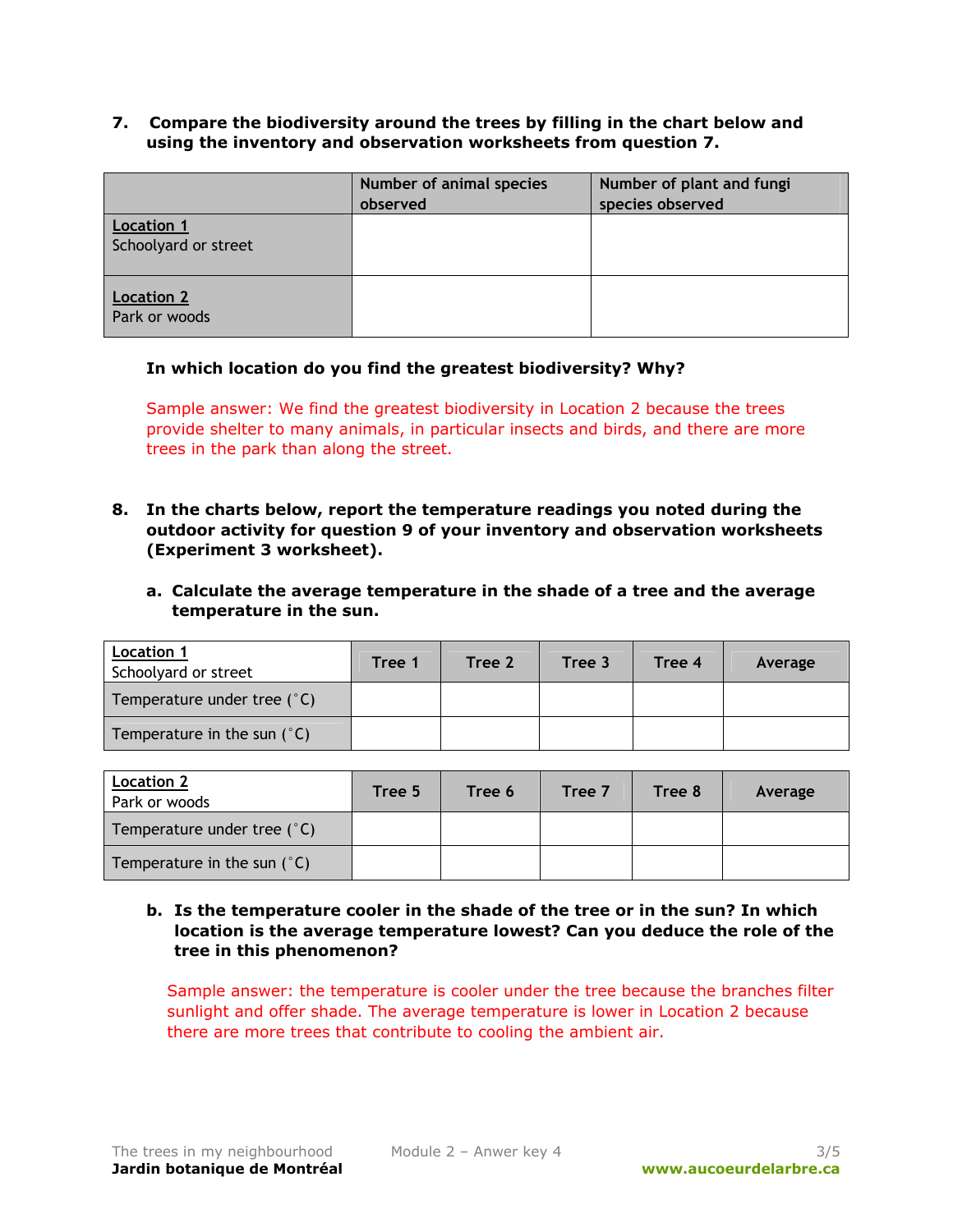**7. Compare the biodiversity around the trees by filling in the chart below and using the inventory and observation worksheets from question 7.**

| | Number of animal species observed | Number of plant and fungi species observed |
|---|---|---|
| Location 1<br>Schoolyard or street | | |
| Location 2<br>Park or woods | | |

**In which location do you find the greatest biodiversity? Why?**

Sample answer: We find the greatest biodiversity in Location 2 because the trees provide shelter to many animals, in particular insects and birds, and there are more trees in the park than along the street.

**8. In the charts below, report the temperature readings you noted during the outdoor activity for question 9 of your inventory and observation worksheets (Experiment 3 worksheet).**

**a. Calculate the average temperature in the shade of a tree and the average temperature in the sun.**

| Location 1<br>Schoolyard or street | Tree 1 | Tree 2 | Tree 3 | Tree 4 | Average |
|---|---|---|---|---|---|
| Temperature under tree (˚C) | | | | | |
| Temperature in the sun (˚C) | | | | | |

| Location 2<br>Park or woods | Tree 5 | Tree 6 | Tree 7 | Tree 8 | Average |
|---|---|---|---|---|---|
| Temperature under tree (˚C) | | | | | |
| Temperature in the sun (˚C) | | | | | |

**b. Is the temperature cooler in the shade of the tree or in the sun? In which location is the average temperature lowest? Can you deduce the role of the tree in this phenomenon?**

Sample answer: the temperature is cooler under the tree because the branches filter sunlight and offer shade. The average temperature is lower in Location 2 because there are more trees that contribute to cooling the ambient air.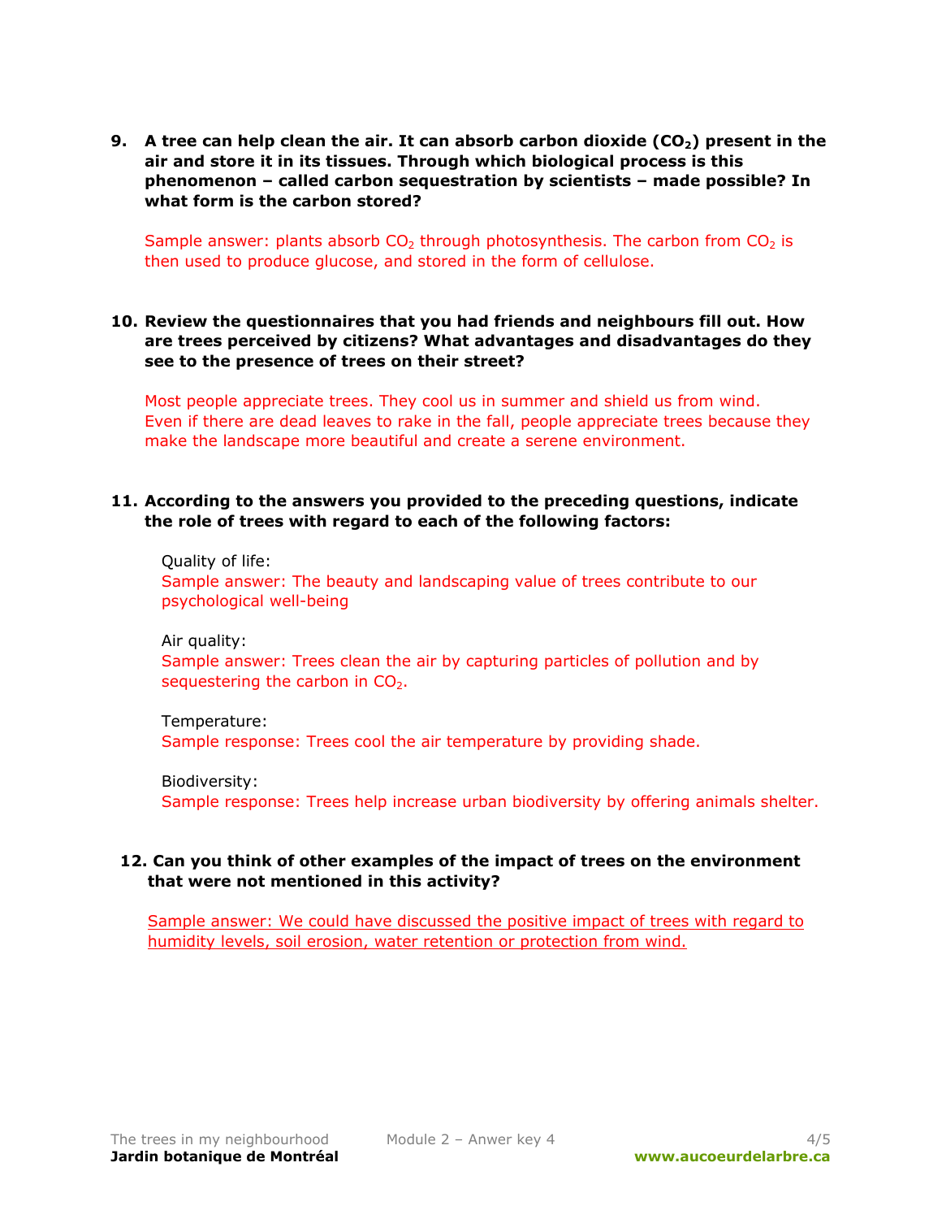**9. A tree can help clean the air. It can absorb carbon dioxide ($CO_2$) present in the air and store it in its tissues. Through which biological process is this phenomenon – called carbon sequestration by scientists – made possible? In what form is the carbon stored?**

Sample answer: plants absorb $CO_2$ through photosynthesis. The carbon from $CO_2$ is then used to produce glucose, and stored in the form of cellulose.

**10. Review the questionnaires that you had friends and neighbours fill out. How are trees perceived by citizens? What advantages and disadvantages do they see to the presence of trees on their street?**

Most people appreciate trees. They cool us in summer and shield us from wind. Even if there are dead leaves to rake in the fall, people appreciate trees because they make the landscape more beautiful and create a serene environment.

**11. According to the answers you provided to the preceding questions, indicate the role of trees with regard to each of the following factors:**

Quality of life:
Sample answer: The beauty and landscaping value of trees contribute to our psychological well-being

Air quality:
Sample answer: Trees clean the air by capturing particles of pollution and by sequestering the carbon in $CO_2$.

Temperature:
Sample response: Trees cool the air temperature by providing shade.

Biodiversity:
Sample response: Trees help increase urban biodiversity by offering animals shelter.

**12. Can you think of other examples of the impact of trees on the environment that were not mentioned in this activity?**

Sample answer: We could have discussed the positive impact of trees with regard to humidity levels, soil erosion, water retention or protection from wind.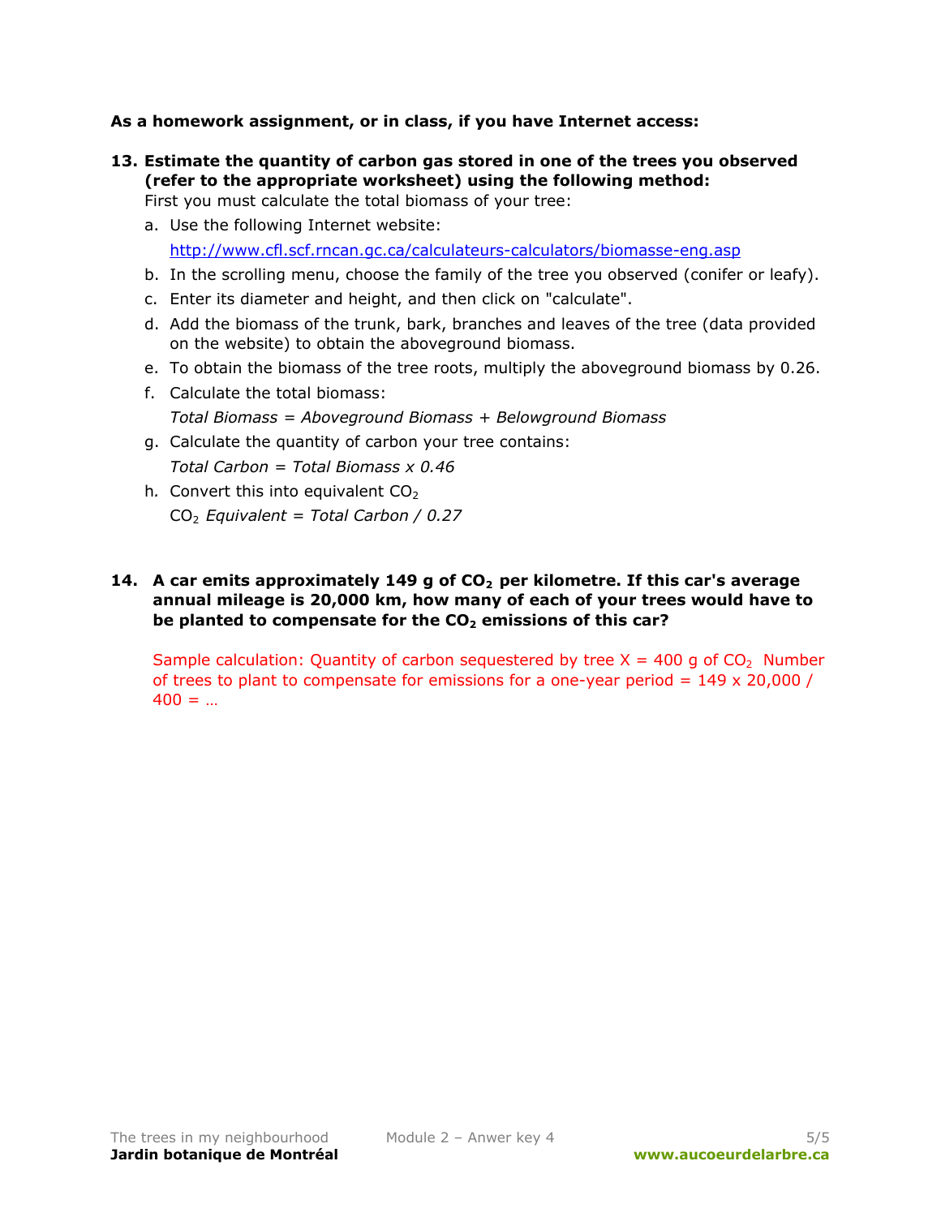**As a homework assignment, or in class, if you have Internet access:**

13. **Estimate the quantity of carbon gas stored in one of the trees you observed (refer to the appropriate worksheet) using the following method:**
    First you must calculate the total biomass of your tree:
    a. Use the following Internet website:
       http://www.cfl.scf.rncan.gc.ca/calculateurs-calculators/biomasse-eng.asp
    b. In the scrolling menu, choose the family of the tree you observed (conifer or leafy).
    c. Enter its diameter and height, and then click on "calculate".
    d. Add the biomass of the trunk, bark, branches and leaves of the tree (data provided on the website) to obtain the aboveground biomass.
    e. To obtain the biomass of the tree roots, multiply the aboveground biomass by 0.26.
    f. Calculate the total biomass:
       *Total Biomass = Aboveground Biomass + Belowground Biomass*
    g. Calculate the quantity of carbon your tree contains:
       *Total Carbon = Total Biomass x 0.46*
    h. Convert this into equivalent $CO_2$
       $CO_2$ *Equivalent = Total Carbon / 0.27*

14. **A car emits approximately 149 g of $CO_2$ per kilometre. If this car's average annual mileage is 20,000 km, how many of each of your trees would have to be planted to compensate for the $CO_2$ emissions of this car?**

    Sample calculation: Quantity of carbon sequestered by tree X = 400 g of $CO_2$ Number of trees to plant to compensate for emissions for a one-year period = 149 x 20,000 / 400 = …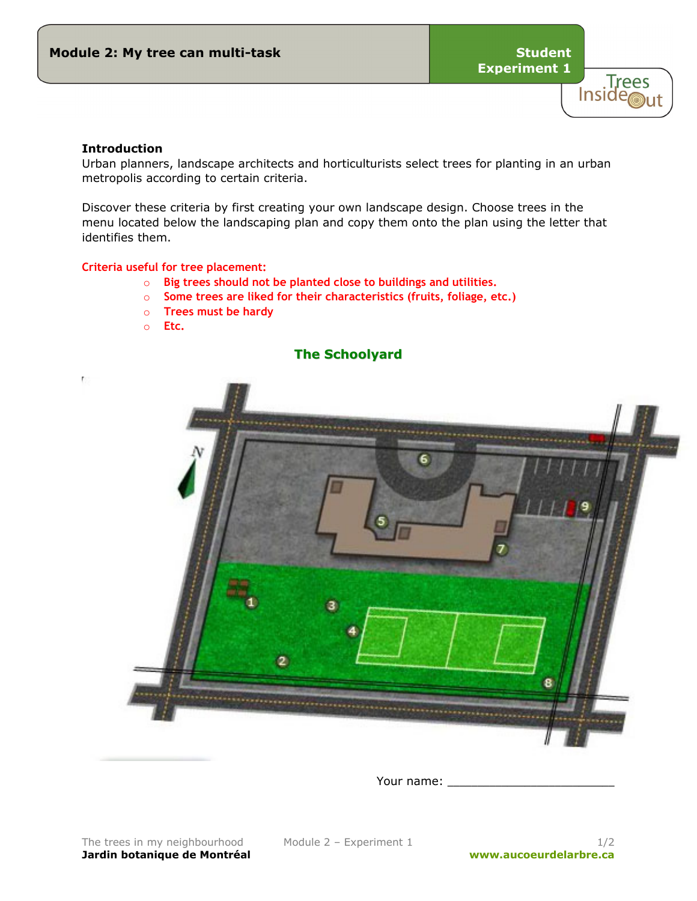**Introduction**

Urban planners, landscape architects and horticulturists select trees for planting in an urban metropolis according to certain criteria.

Discover these criteria by first creating your own landscape design. Choose trees in the menu located below the landscaping plan and copy them onto the plan using the letter that identifies them.

**Criteria useful for tree placement:**

- **Big trees should not be planted close to buildings and utilities.**
- **Some trees are liked for their characteristics (fruits, foliage, etc.)**
- **Trees must be hardy**
- **Etc.**

## The Schoolyard

Your name: _______________________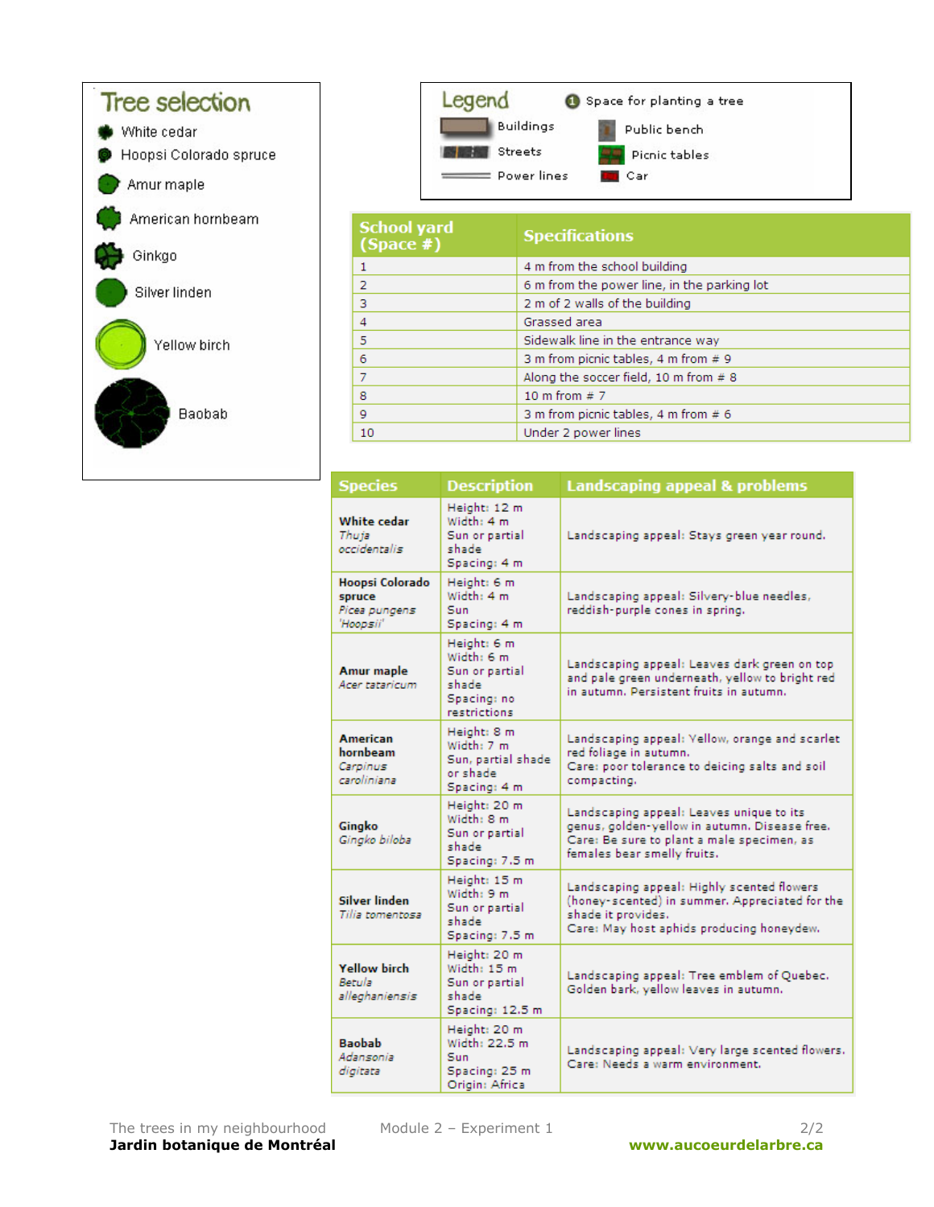## Tree selection

- White cedar
- Hoopsi Colorado spruce
- Amur maple
- American hornbeam
- Ginkgo
- Silver linden
- Yellow birch
- Baobab

## Legend

- Buildings
- Streets
- Power lines
- Space for planting a tree
- Public bench
- Picnic tables
- Car

| School yard (Space #) | Specifications |
|---|---|
| 1 | 4 m from the school building |
| 2 | 6 m from the power line, in the parking lot |
| 3 | 2 m of 2 walls of the building |
| 4 | Grassed area |
| 5 | Sidewalk line in the entrance way |
| 6 | 3 m from picnic tables, 4 m from # 9 |
| 7 | Along the soccer field, 10 m from # 8 |
| 8 | 10 m from # 7 |
| 9 | 3 m from picnic tables, 4 m from # 6 |
| 10 | Under 2 power lines |

| Species | Description | Landscaping appeal & problems |
|---|---|---|
| **White cedar** *Thuja occidentalis* | Height: 12 m Width: 4 m Sun or partial shade Spacing: 4 m | Landscaping appeal: Stays green year round. |
| **Hoopsi Colorado spruce** *Picea pungens 'Hoopsii'* | Height: 6 m Width: 4 m Sun Spacing: 4 m | Landscaping appeal: Silvery-blue needles, reddish-purple cones in spring. |
| **Amur maple** *Acer tataricum* | Height: 6 m Width: 6 m Sun or partial shade Spacing: no restrictions | Landscaping appeal: Leaves dark green on top and pale green underneath, yellow to bright red in autumn. Persistent fruits in autumn. |
| **American hornbeam** *Carpinus caroliniana* | Height: 8 m Width: 7 m Sun, partial shade or shade Spacing: 4 m | Landscaping appeal: Yellow, orange and scarlet red foliage in autumn. Care: poor tolerance to deicing salts and soil compacting. |
| **Gingko** *Gingko biloba* | Height: 20 m Width: 8 m Sun or partial shade Spacing: 7.5 m | Landscaping appeal: Leaves unique to its genus, golden-yellow in autumn. Disease free. Care: Be sure to plant a male specimen, as females bear smelly fruits. |
| **Silver linden** *Tilia tomentosa* | Height: 15 m Width: 9 m Sun or partial shade Spacing: 7.5 m | Landscaping appeal: Highly scented flowers (honey-scented) in summer. Appreciated for the shade it provides. Care: May host aphids producing honeydew. |
| **Yellow birch** *Betula alleghaniensis* | Height: 20 m Width: 15 m Sun or partial shade Spacing: 12.5 m | Landscaping appeal: Tree emblem of Quebec. Golden bark, yellow leaves in autumn. |
| **Baobab** *Adansonia digitata* | Height: 20 m Width: 22.5 m Sun Spacing: 25 m Origin: Africa | Landscaping appeal: Very large scented flowers. Care: Needs a warm environment. |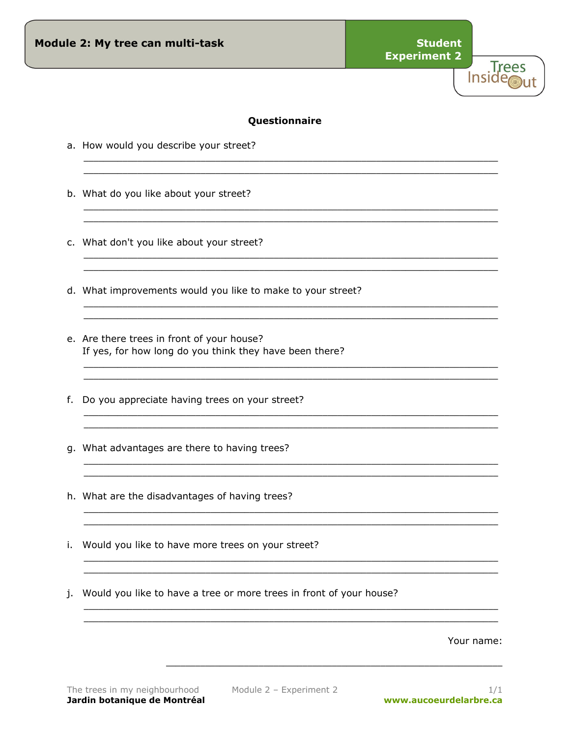**Module 2: My tree can multi-task** | **Student Experiment 2**

## Questionnaire

a. How would you describe your street?

\_\_\_\_\_\_\_\_\_\_\_\_\_\_\_\_\_\_\_\_\_\_\_\_\_\_\_\_\_\_\_\_\_\_\_\_\_\_\_\_\_\_\_\_\_\_\_\_\_\_\_\_\_\_\_\_\_\_\_\_

\_\_\_\_\_\_\_\_\_\_\_\_\_\_\_\_\_\_\_\_\_\_\_\_\_\_\_\_\_\_\_\_\_\_\_\_\_\_\_\_\_\_\_\_\_\_\_\_\_\_\_\_\_\_\_\_\_\_\_\_

b. What do you like about your street?

\_\_\_\_\_\_\_\_\_\_\_\_\_\_\_\_\_\_\_\_\_\_\_\_\_\_\_\_\_\_\_\_\_\_\_\_\_\_\_\_\_\_\_\_\_\_\_\_\_\_\_\_\_\_\_\_\_\_\_\_

\_\_\_\_\_\_\_\_\_\_\_\_\_\_\_\_\_\_\_\_\_\_\_\_\_\_\_\_\_\_\_\_\_\_\_\_\_\_\_\_\_\_\_\_\_\_\_\_\_\_\_\_\_\_\_\_\_\_\_\_

c. What don't you like about your street?

\_\_\_\_\_\_\_\_\_\_\_\_\_\_\_\_\_\_\_\_\_\_\_\_\_\_\_\_\_\_\_\_\_\_\_\_\_\_\_\_\_\_\_\_\_\_\_\_\_\_\_\_\_\_\_\_\_\_\_\_

\_\_\_\_\_\_\_\_\_\_\_\_\_\_\_\_\_\_\_\_\_\_\_\_\_\_\_\_\_\_\_\_\_\_\_\_\_\_\_\_\_\_\_\_\_\_\_\_\_\_\_\_\_\_\_\_\_\_\_\_

d. What improvements would you like to make to your street?

\_\_\_\_\_\_\_\_\_\_\_\_\_\_\_\_\_\_\_\_\_\_\_\_\_\_\_\_\_\_\_\_\_\_\_\_\_\_\_\_\_\_\_\_\_\_\_\_\_\_\_\_\_\_\_\_\_\_\_\_

\_\_\_\_\_\_\_\_\_\_\_\_\_\_\_\_\_\_\_\_\_\_\_\_\_\_\_\_\_\_\_\_\_\_\_\_\_\_\_\_\_\_\_\_\_\_\_\_\_\_\_\_\_\_\_\_\_\_\_\_

e. Are there trees in front of your house?
If yes, for how long do you think they have been there?

\_\_\_\_\_\_\_\_\_\_\_\_\_\_\_\_\_\_\_\_\_\_\_\_\_\_\_\_\_\_\_\_\_\_\_\_\_\_\_\_\_\_\_\_\_\_\_\_\_\_\_\_\_\_\_\_\_\_\_\_

\_\_\_\_\_\_\_\_\_\_\_\_\_\_\_\_\_\_\_\_\_\_\_\_\_\_\_\_\_\_\_\_\_\_\_\_\_\_\_\_\_\_\_\_\_\_\_\_\_\_\_\_\_\_\_\_\_\_\_\_

f. Do you appreciate having trees on your street?

\_\_\_\_\_\_\_\_\_\_\_\_\_\_\_\_\_\_\_\_\_\_\_\_\_\_\_\_\_\_\_\_\_\_\_\_\_\_\_\_\_\_\_\_\_\_\_\_\_\_\_\_\_\_\_\_\_\_\_\_

\_\_\_\_\_\_\_\_\_\_\_\_\_\_\_\_\_\_\_\_\_\_\_\_\_\_\_\_\_\_\_\_\_\_\_\_\_\_\_\_\_\_\_\_\_\_\_\_\_\_\_\_\_\_\_\_\_\_\_\_

g. What advantages are there to having trees?

\_\_\_\_\_\_\_\_\_\_\_\_\_\_\_\_\_\_\_\_\_\_\_\_\_\_\_\_\_\_\_\_\_\_\_\_\_\_\_\_\_\_\_\_\_\_\_\_\_\_\_\_\_\_\_\_\_\_\_\_

\_\_\_\_\_\_\_\_\_\_\_\_\_\_\_\_\_\_\_\_\_\_\_\_\_\_\_\_\_\_\_\_\_\_\_\_\_\_\_\_\_\_\_\_\_\_\_\_\_\_\_\_\_\_\_\_\_\_\_\_

h. What are the disadvantages of having trees?

\_\_\_\_\_\_\_\_\_\_\_\_\_\_\_\_\_\_\_\_\_\_\_\_\_\_\_\_\_\_\_\_\_\_\_\_\_\_\_\_\_\_\_\_\_\_\_\_\_\_\_\_\_\_\_\_\_\_\_\_

\_\_\_\_\_\_\_\_\_\_\_\_\_\_\_\_\_\_\_\_\_\_\_\_\_\_\_\_\_\_\_\_\_\_\_\_\_\_\_\_\_\_\_\_\_\_\_\_\_\_\_\_\_\_\_\_\_\_\_\_

i. Would you like to have more trees on your street?

\_\_\_\_\_\_\_\_\_\_\_\_\_\_\_\_\_\_\_\_\_\_\_\_\_\_\_\_\_\_\_\_\_\_\_\_\_\_\_\_\_\_\_\_\_\_\_\_\_\_\_\_\_\_\_\_\_\_\_\_

\_\_\_\_\_\_\_\_\_\_\_\_\_\_\_\_\_\_\_\_\_\_\_\_\_\_\_\_\_\_\_\_\_\_\_\_\_\_\_\_\_\_\_\_\_\_\_\_\_\_\_\_\_\_\_\_\_\_\_\_

j. Would you like to have a tree or more trees in front of your house?

\_\_\_\_\_\_\_\_\_\_\_\_\_\_\_\_\_\_\_\_\_\_\_\_\_\_\_\_\_\_\_\_\_\_\_\_\_\_\_\_\_\_\_\_\_\_\_\_\_\_\_\_\_\_\_\_\_\_\_\_

\_\_\_\_\_\_\_\_\_\_\_\_\_\_\_\_\_\_\_\_\_\_\_\_\_\_\_\_\_\_\_\_\_\_\_\_\_\_\_\_\_\_\_\_\_\_\_\_\_\_\_\_\_\_\_\_\_\_\_\_

Your name:

\_\_\_\_\_\_\_\_\_\_\_\_\_\_\_\_\_\_\_\_\_\_\_\_\_\_\_\_\_\_\_\_\_\_\_\_\_\_\_\_\_\_\_\_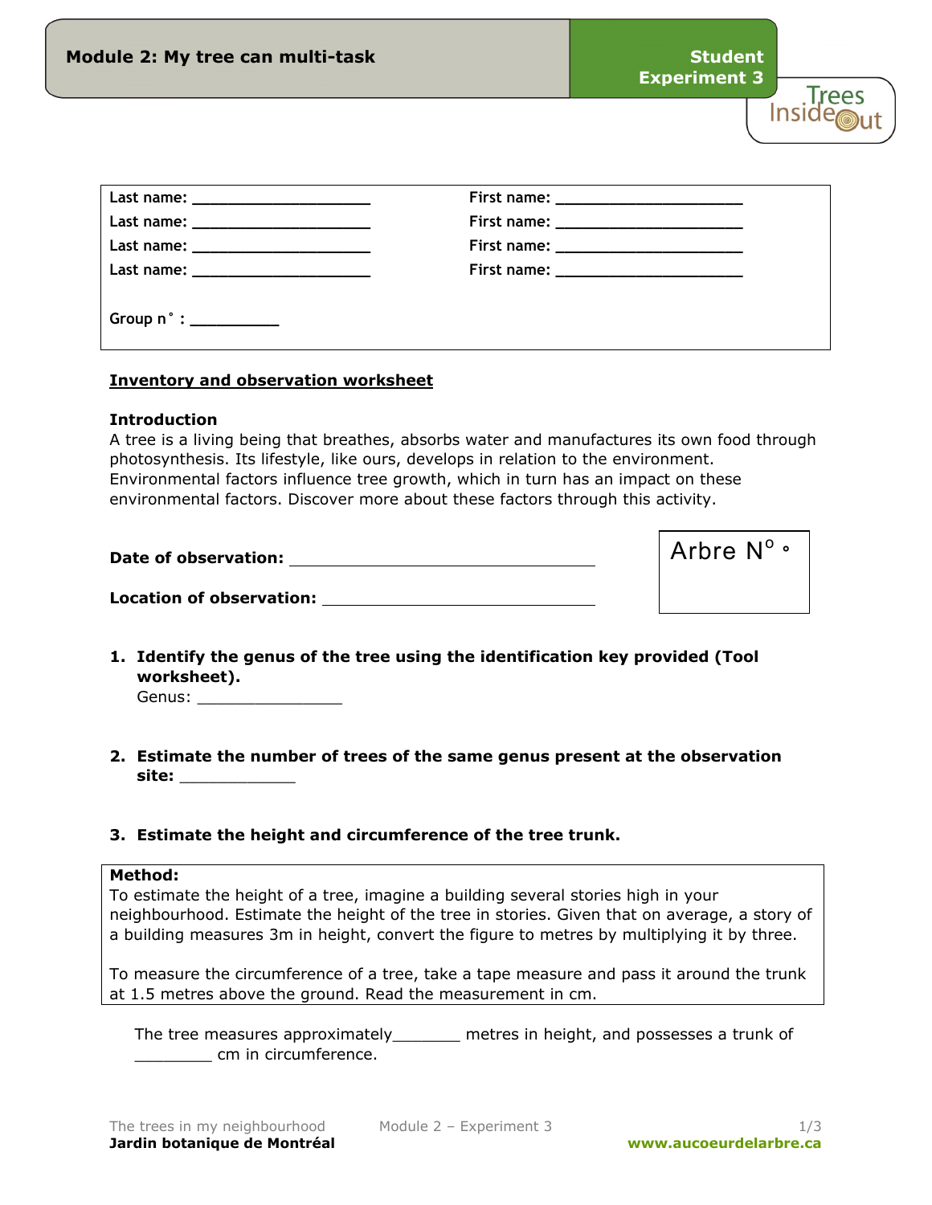Module 2: My tree can multi-task

Student Experiment 3

| Last name: ____________________ | First name: ____________________ |
|---|---|
| Last name: ____________________ | First name: ____________________ |
| Last name: ____________________ | First name: ____________________ |
| Last name: ____________________ | First name: ____________________ |
| Group n˚ : __________ | |

## Inventory and observation worksheet

### Introduction

A tree is a living being that breathes, absorbs water and manufactures its own food through photosynthesis. Its lifestyle, like ours, develops in relation to the environment. Environmental factors influence tree growth, which in turn has an impact on these environmental factors. Discover more about these factors through this activity.

**Date of observation:** ______________________________

**Location of observation:** ____________________________

Arbre N° °

1. **Identify the genus of the tree using the identification key provided (Tool worksheet).**
   Genus: _______________

2. **Estimate the number of trees of the same genus present at the observation site:** ____________

3. **Estimate the height and circumference of the tree trunk.**

**Method:**
To estimate the height of a tree, imagine a building several stories high in your neighbourhood. Estimate the height of the tree in stories. Given that on average, a story of a building measures 3m in height, convert the figure to metres by multiplying it by three.

To measure the circumference of a tree, take a tape measure and pass it around the trunk at 1.5 metres above the ground. Read the measurement in cm.

The tree measures approximately_______ metres in height, and possesses a trunk of ________ cm in circumference.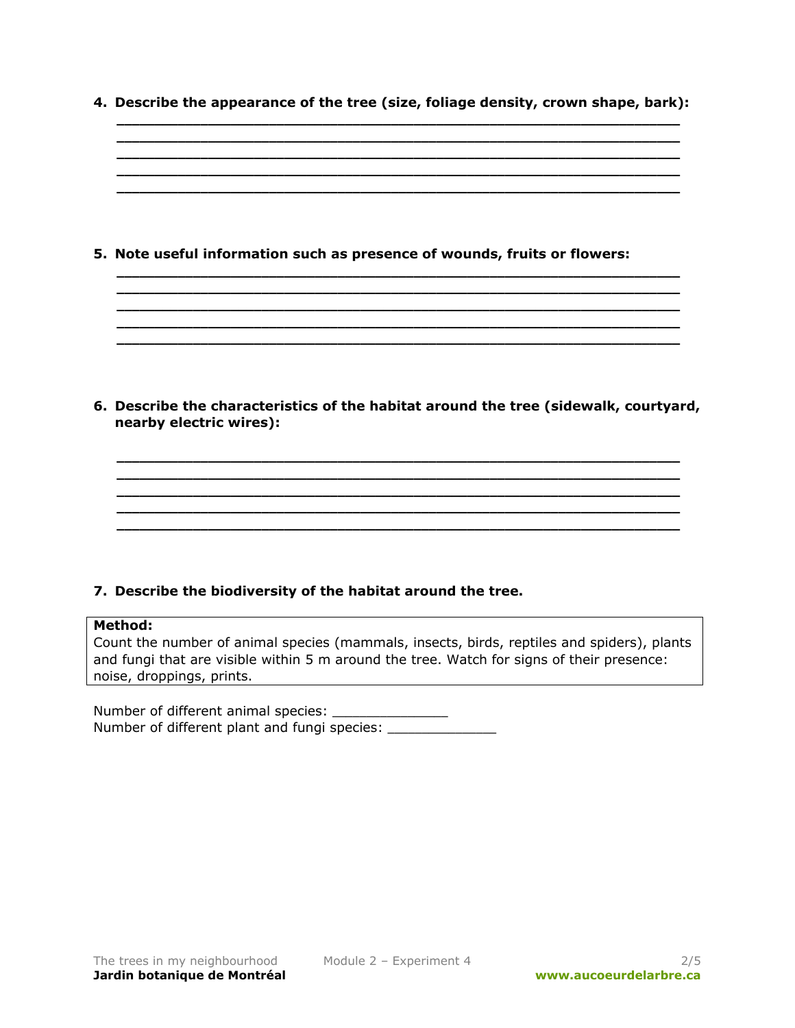4. **Describe the appearance of the tree (size, foliage density, crown shape, bark):**

_______________________________________________________________
_______________________________________________________________
_______________________________________________________________
_______________________________________________________________
_______________________________________________________________

5. **Note useful information such as presence of wounds, fruits or flowers:**

_______________________________________________________________
_______________________________________________________________
_______________________________________________________________
_______________________________________________________________
_______________________________________________________________

6. **Describe the characteristics of the habitat around the tree (sidewalk, courtyard, nearby electric wires):**

_______________________________________________________________
_______________________________________________________________
_______________________________________________________________
_______________________________________________________________
_______________________________________________________________

7. **Describe the biodiversity of the habitat around the tree.**

| **Method:**<br>Count the number of animal species (mammals, insects, birds, reptiles and spiders), plants and fungi that are visible within 5 m around the tree. Watch for signs of their presence: noise, droppings, prints. |
|---|

Number of different animal species: ______________
Number of different plant and fungi species: _____________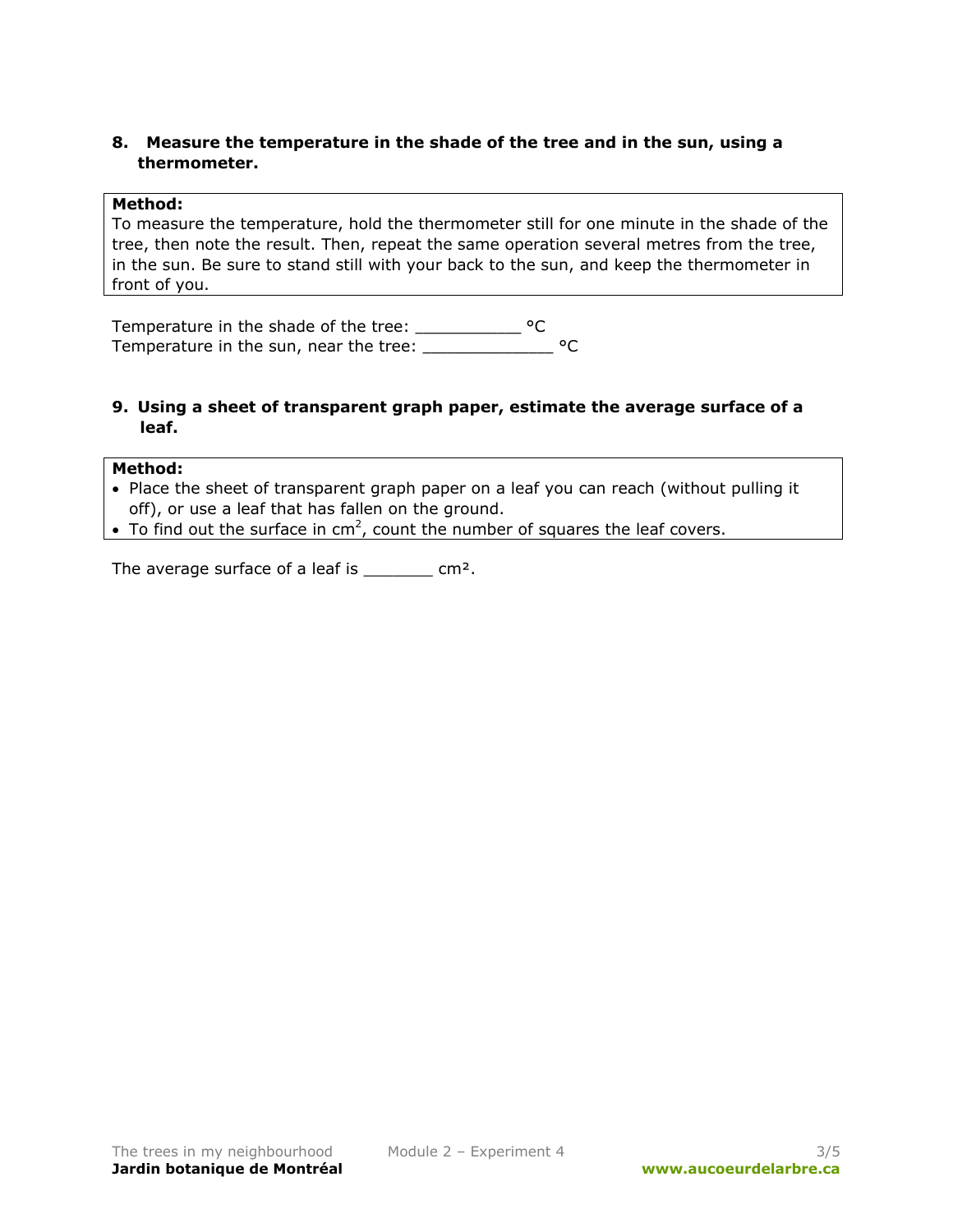**8. Measure the temperature in the shade of the tree and in the sun, using a thermometer.**

| **Method:** |
|---|
| To measure the temperature, hold the thermometer still for one minute in the shade of the tree, then note the result. Then, repeat the same operation several metres from the tree, in the sun. Be sure to stand still with your back to the sun, and keep the thermometer in front of you. |

Temperature in the shade of the tree: ___________ °C
Temperature in the sun, near the tree: _____________ °C

**9. Using a sheet of transparent graph paper, estimate the average surface of a leaf.**

| **Method:** |
|---|
| • Place the sheet of transparent graph paper on a leaf you can reach (without pulling it off), or use a leaf that has fallen on the ground.<br>• To find out the surface in $cm^2$, count the number of squares the leaf covers. |

The average surface of a leaf is _______ cm².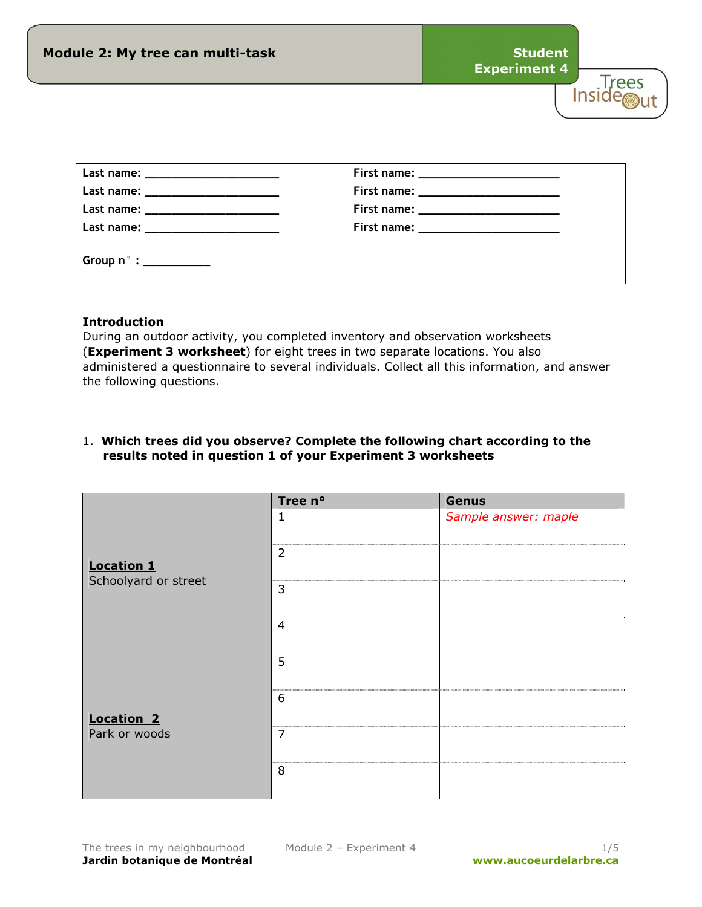## Module 2: My tree can multi-task

**Student Experiment 4**

| | |
|---|---|
| **Last name:** ____________________ | **First name:** ____________________ |
| **Last name:** ____________________ | **First name:** ____________________ |
| **Last name:** ____________________ | **First name:** ____________________ |
| **Last name:** ____________________ | **First name:** ____________________ |
| **Group n° :** __________ | |

**Introduction**
During an outdoor activity, you completed inventory and observation worksheets (**Experiment 3 worksheet**) for eight trees in two separate locations. You also administered a questionnaire to several individuals. Collect all this information, and answer the following questions.

1. **Which trees did you observe? Complete the following chart according to the results noted in question 1 of your Experiment 3 worksheets**

| | Tree n° | Genus |
|---|---|---|
| **Location 1** Schoolyard or street | 1 | *Sample answer: maple* |
| | 2 | |
| | 3 | |
| | 4 | |
| **Location 2** Park or woods | 5 | |
| | 6 | |
| | 7 | |
| | 8 | |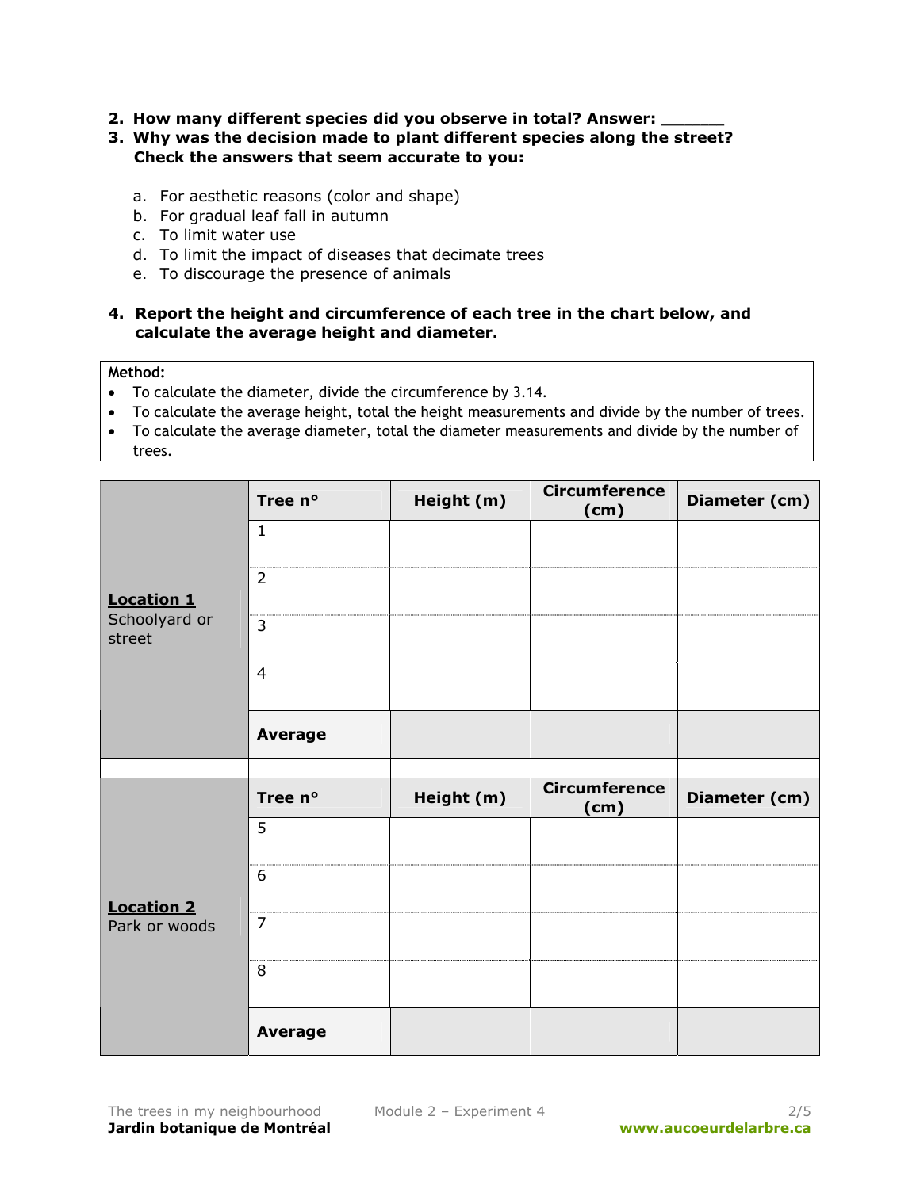2. **How many different species did you observe in total? Answer: \_\_\_\_\_\_\_**
3. **Why was the decision made to plant different species along the street? Check the answers that seem accurate to you:**

   a. For aesthetic reasons (color and shape)
   b. For gradual leaf fall in autumn
   c. To limit water use
   d. To limit the impact of diseases that decimate trees
   e. To discourage the presence of animals

4. **Report the height and circumference of each tree in the chart below, and calculate the average height and diameter.**

**Method:**

- To calculate the diameter, divide the circumference by 3.14.
- To calculate the average height, total the height measurements and divide by the number of trees.
- To calculate the average diameter, total the diameter measurements and divide by the number of trees.

| | Tree n° | Height (m) | Circumference (cm) | Diameter (cm) |
|---|---|---|---|---|
| **Location 1** Schoolyard or street | 1 | | | |
| | 2 | | | |
| | 3 | | | |
| | 4 | | | |
| | **Average** | | | |

| | Tree n° | Height (m) | Circumference (cm) | Diameter (cm) |
|---|---|---|---|---|
| **Location 2** Park or woods | 5 | | | |
| | 6 | | | |
| | 7 | | | |
| | 8 | | | |
| | **Average** | | | |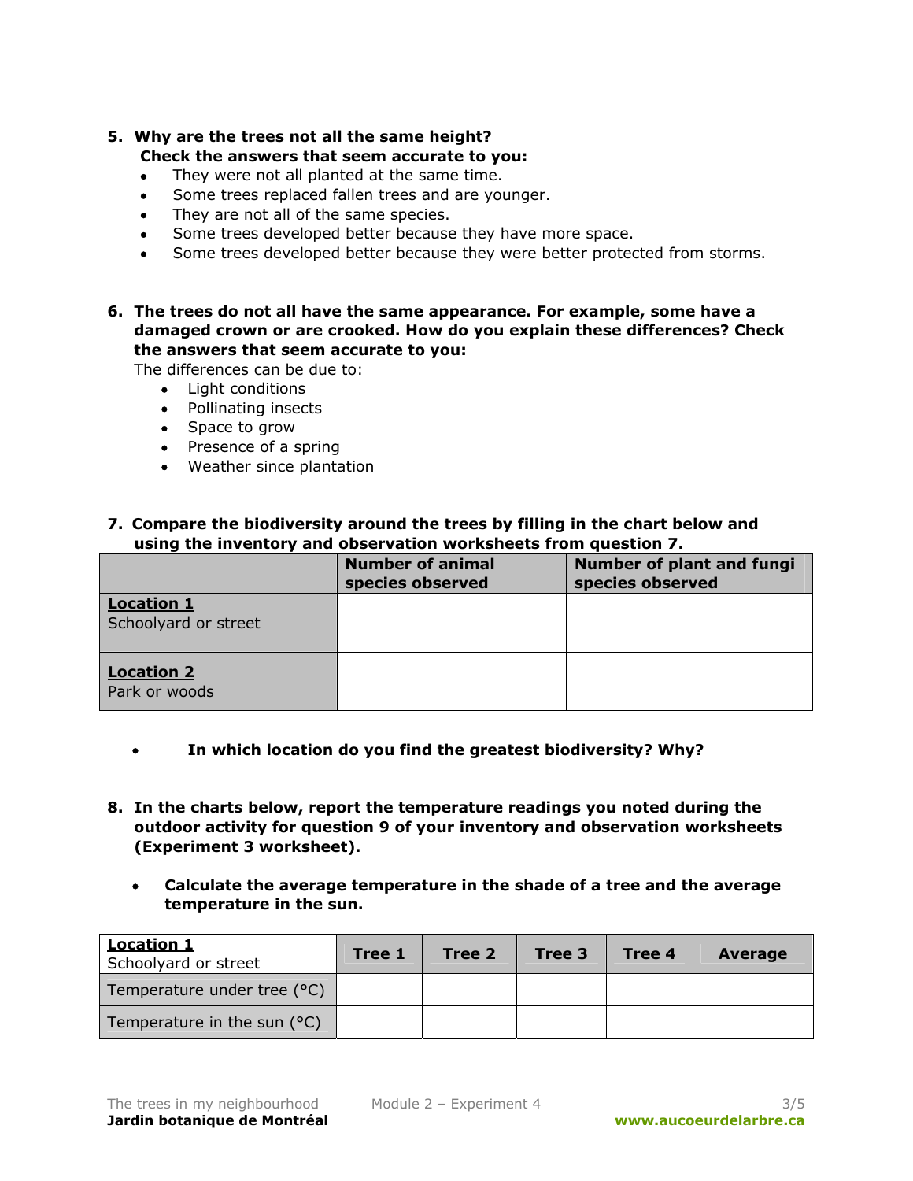**5. Why are the trees not all the same height?**
**Check the answers that seem accurate to you:**

- They were not all planted at the same time.
- Some trees replaced fallen trees and are younger.
- They are not all of the same species.
- Some trees developed better because they have more space.
- Some trees developed better because they were better protected from storms.

**6. The trees do not all have the same appearance. For example, some have a damaged crown or are crooked. How do you explain these differences? Check the answers that seem accurate to you:**

The differences can be due to:

- Light conditions
- Pollinating insects
- Space to grow
- Presence of a spring
- Weather since plantation

**7. Compare the biodiversity around the trees by filling in the chart below and using the inventory and observation worksheets from question 7.**

| | Number of animal species observed | Number of plant and fungi species observed |
|---|---|---|
| **Location 1** Schoolyard or street | | |
| **Location 2** Park or woods | | |

- **In which location do you find the greatest biodiversity? Why?**

**8. In the charts below, report the temperature readings you noted during the outdoor activity for question 9 of your inventory and observation worksheets (Experiment 3 worksheet).**

- **Calculate the average temperature in the shade of a tree and the average temperature in the sun.**

| **Location 1** Schoolyard or street | Tree 1 | Tree 2 | Tree 3 | Tree 4 | Average |
|---|---|---|---|---|---|
| Temperature under tree (°C) | | | | | |
| Temperature in the sun (°C) | | | | | |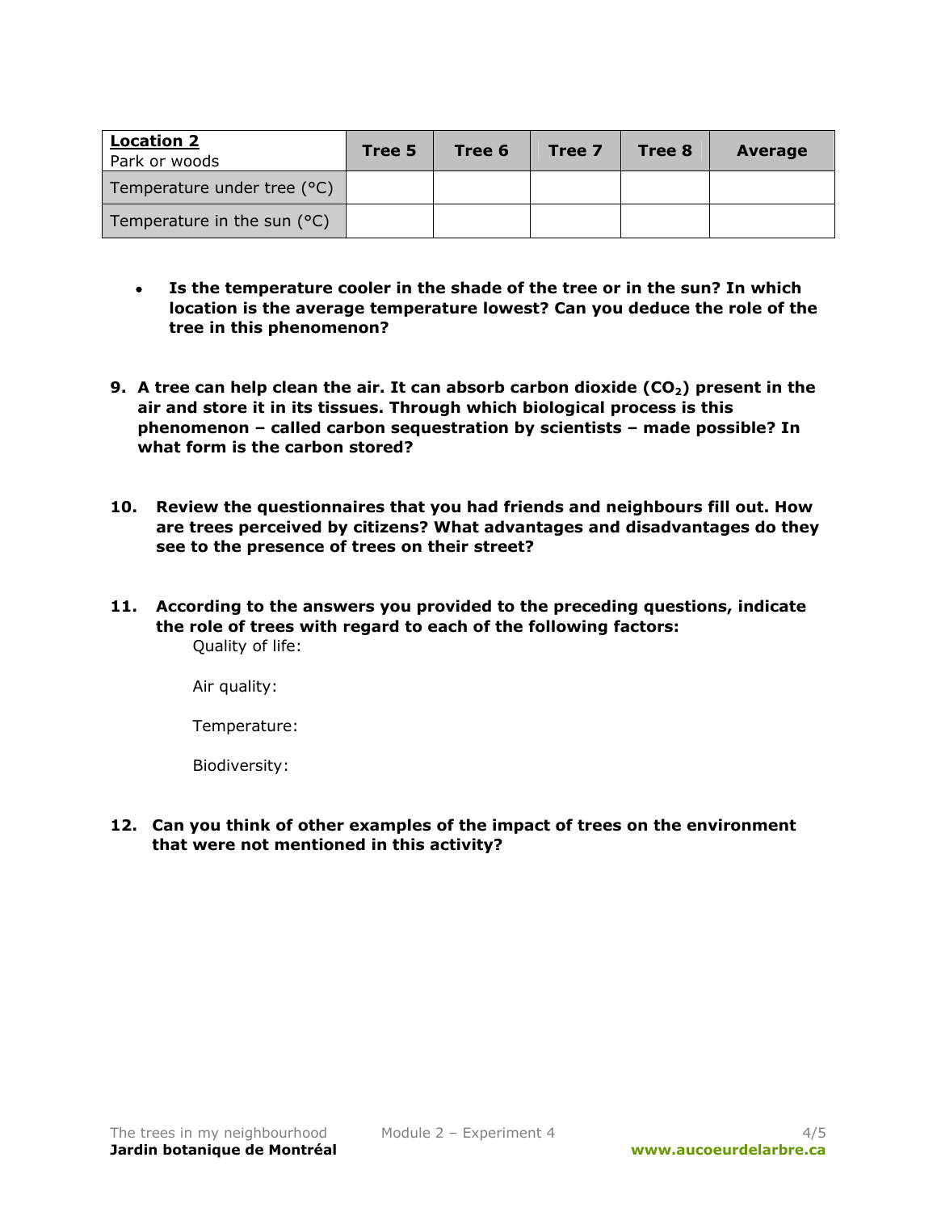| **Location 2** Park or woods | Tree 5 | Tree 6 | Tree 7 | Tree 8 | Average |
|---|---|---|---|---|---|
| Temperature under tree (°C) | | | | | |
| Temperature in the sun (°C) | | | | | |

- **Is the temperature cooler in the shade of the tree or in the sun? In which location is the average temperature lowest? Can you deduce the role of the tree in this phenomenon?**

**9. A tree can help clean the air. It can absorb carbon dioxide ($CO_2$) present in the air and store it in its tissues. Through which biological process is this phenomenon – called carbon sequestration by scientists – made possible? In what form is the carbon stored?**

**10. Review the questionnaires that you had friends and neighbours fill out. How are trees perceived by citizens? What advantages and disadvantages do they see to the presence of trees on their street?**

**11. According to the answers you provided to the preceding questions, indicate the role of trees with regard to each of the following factors:**

Quality of life:

Air quality:

Temperature:

Biodiversity:

**12. Can you think of other examples of the impact of trees on the environment that were not mentioned in this activity?**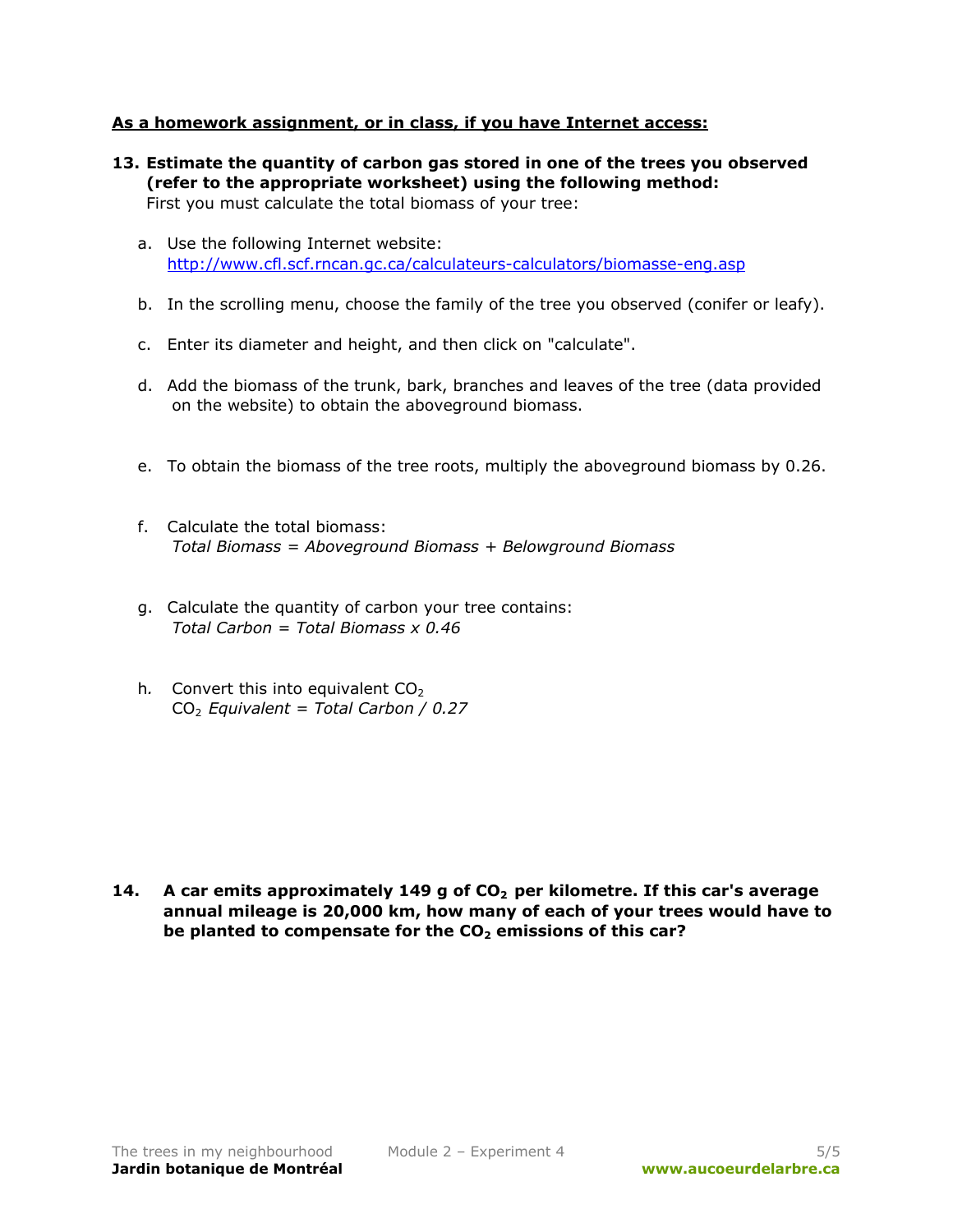**As a homework assignment, or in class, if you have Internet access:**

**13. Estimate the quantity of carbon gas stored in one of the trees you observed (refer to the appropriate worksheet) using the following method:**
First you must calculate the total biomass of your tree:

a. Use the following Internet website: http://www.cfl.scf.rncan.gc.ca/calculateurs-calculators/biomasse-eng.asp

b. In the scrolling menu, choose the family of the tree you observed (conifer or leafy).

c. Enter its diameter and height, and then click on "calculate".

d. Add the biomass of the trunk, bark, branches and leaves of the tree (data provided on the website) to obtain the aboveground biomass.

e. To obtain the biomass of the tree roots, multiply the aboveground biomass by 0.26.

f. Calculate the total biomass:
*Total Biomass = Aboveground Biomass + Belowground Biomass*

g. Calculate the quantity of carbon your tree contains:
*Total Carbon = Total Biomass x 0.46*

h. Convert this into equivalent $CO_2$
$CO_2$ *Equivalent = Total Carbon / 0.27*

**14. A car emits approximately 149 g of $CO_2$ per kilometre. If this car's average annual mileage is 20,000 km, how many of each of your trees would have to be planted to compensate for the $CO_2$ emissions of this car?**